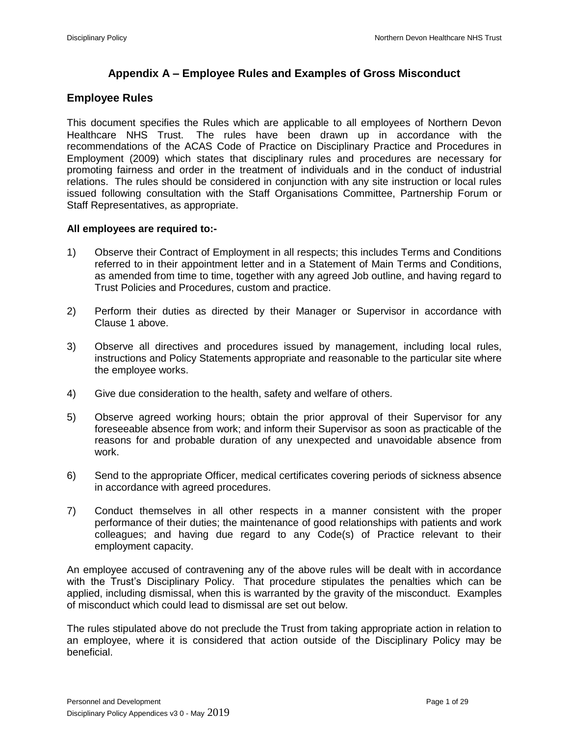# Appendix A – Employee Rules and Examples of Gross Misconduct

## Employee Rules

This document specifies the Rules which are applicable to all employees of Northern Devon Healthcare NHS Trust. The rules have been drawn up in accordance with the recommendations of the ACAS Code of Practice on Disciplinary Practice and Procedures in Employment (2009) which states that disciplinary rules and procedures are necessary for promoting fairness and order in the treatment of individuals and in the conduct of industrial relations. The rules should be considered in conjunction with any site instruction or local rules issued following consultation with the Staff Organisations Committee, Partnership Forum or Staff Representatives, as appropriate.

**All employees are required to:-**

1) Observe their Contract of Employment in all respects; this includes Terms and Conditions referred to in their appointment letter and in a Statement of Main Terms and Conditions, as amended from time to time, together with any agreed Job outline, and having regard to Trust Policies and Procedures, custom and practice.

2) Perform their duties as directed by their Manager or Supervisor in accordance with Clause 1 above.

3) Observe all directives and procedures issued by management, including local rules, instructions and Policy Statements appropriate and reasonable to the particular site where the employee works.

4) Give due consideration to the health, safety and welfare of others.

5) Observe agreed working hours; obtain the prior approval of their Supervisor for any foreseeable absence from work; and inform their Supervisor as soon as practicable of the reasons for and probable duration of any unexpected and unavoidable absence from work.

6) Send to the appropriate Officer, medical certificates covering periods of sickness absence in accordance with agreed procedures.

7) Conduct themselves in all other respects in a manner consistent with the proper performance of their duties; the maintenance of good relationships with patients and work colleagues; and having due regard to any Code(s) of Practice relevant to their employment capacity.

An employee accused of contravening any of the above rules will be dealt with in accordance with the Trust's Disciplinary Policy. That procedure stipulates the penalties which can be applied, including dismissal, when this is warranted by the gravity of the misconduct. Examples of misconduct which could lead to dismissal are set out below.

The rules stipulated above do not preclude the Trust from taking appropriate action in relation to an employee, where it is considered that action outside of the Disciplinary Policy may be beneficial.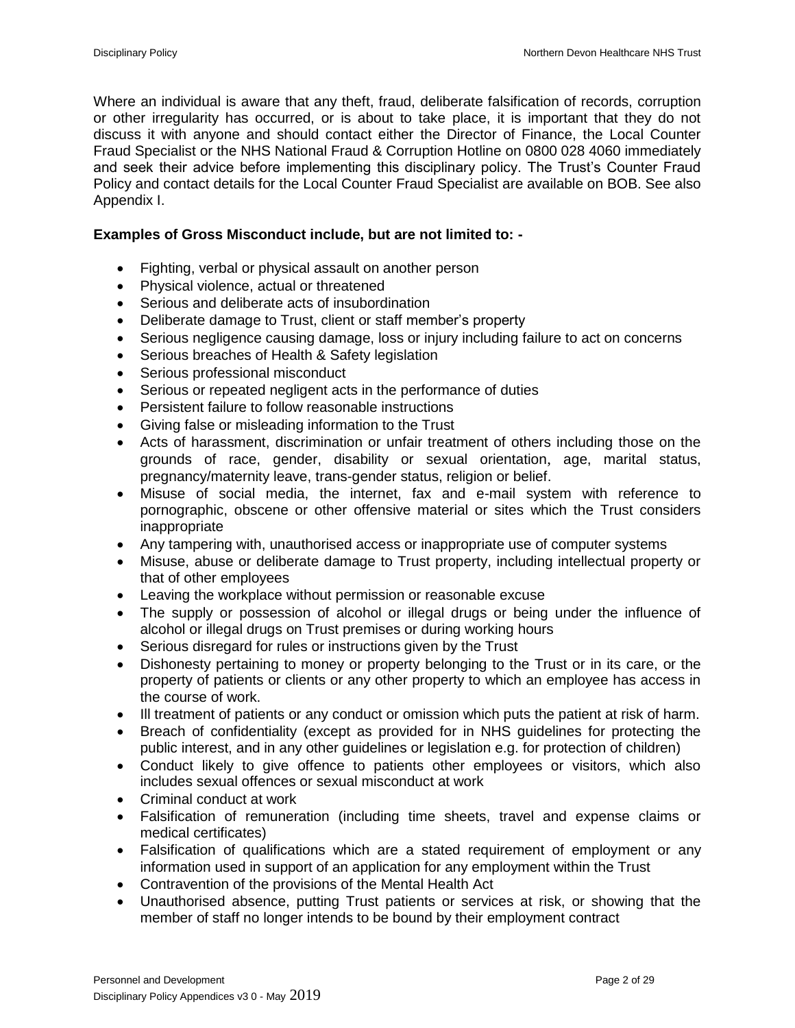Where an individual is aware that any theft, fraud, deliberate falsification of records, corruption or other irregularity has occurred, or is about to take place, it is important that they do not discuss it with anyone and should contact either the Director of Finance, the Local Counter Fraud Specialist or the NHS National Fraud & Corruption Hotline on 0800 028 4060 immediately and seek their advice before implementing this disciplinary policy. The Trust's Counter Fraud Policy and contact details for the Local Counter Fraud Specialist are available on BOB. See also Appendix I.

**Examples of Gross Misconduct include, but are not limited to: -**

- Fighting, verbal or physical assault on another person
- Physical violence, actual or threatened
- Serious and deliberate acts of insubordination
- Deliberate damage to Trust, client or staff member's property
- Serious negligence causing damage, loss or injury including failure to act on concerns
- Serious breaches of Health & Safety legislation
- Serious professional misconduct
- Serious or repeated negligent acts in the performance of duties
- Persistent failure to follow reasonable instructions
- Giving false or misleading information to the Trust
- Acts of harassment, discrimination or unfair treatment of others including those on the grounds of race, gender, disability or sexual orientation, age, marital status, pregnancy/maternity leave, trans-gender status, religion or belief.
- Misuse of social media, the internet, fax and e-mail system with reference to pornographic, obscene or other offensive material or sites which the Trust considers inappropriate
- Any tampering with, unauthorised access or inappropriate use of computer systems
- Misuse, abuse or deliberate damage to Trust property, including intellectual property or that of other employees
- Leaving the workplace without permission or reasonable excuse
- The supply or possession of alcohol or illegal drugs or being under the influence of alcohol or illegal drugs on Trust premises or during working hours
- Serious disregard for rules or instructions given by the Trust
- Dishonesty pertaining to money or property belonging to the Trust or in its care, or the property of patients or clients or any other property to which an employee has access in the course of work.
- Ill treatment of patients or any conduct or omission which puts the patient at risk of harm.
- Breach of confidentiality (except as provided for in NHS guidelines for protecting the public interest, and in any other guidelines or legislation e.g. for protection of children)
- Conduct likely to give offence to patients other employees or visitors, which also includes sexual offences or sexual misconduct at work
- Criminal conduct at work
- Falsification of remuneration (including time sheets, travel and expense claims or medical certificates)
- Falsification of qualifications which are a stated requirement of employment or any information used in support of an application for any employment within the Trust
- Contravention of the provisions of the Mental Health Act
- Unauthorised absence, putting Trust patients or services at risk, or showing that the member of staff no longer intends to be bound by their employment contract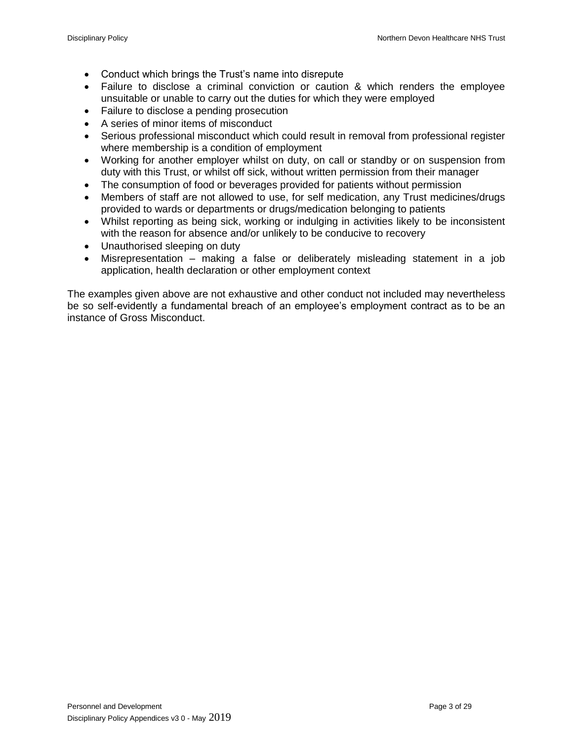- Conduct which brings the Trust's name into disrepute
- Failure to disclose a criminal conviction or caution & which renders the employee unsuitable or unable to carry out the duties for which they were employed
- Failure to disclose a pending prosecution
- A series of minor items of misconduct
- Serious professional misconduct which could result in removal from professional register where membership is a condition of employment
- Working for another employer whilst on duty, on call or standby or on suspension from duty with this Trust, or whilst off sick, without written permission from their manager
- The consumption of food or beverages provided for patients without permission
- Members of staff are not allowed to use, for self medication, any Trust medicines/drugs provided to wards or departments or drugs/medication belonging to patients
- Whilst reporting as being sick, working or indulging in activities likely to be inconsistent with the reason for absence and/or unlikely to be conducive to recovery
- Unauthorised sleeping on duty
- Misrepresentation – making a false or deliberately misleading statement in a job application, health declaration or other employment context

The examples given above are not exhaustive and other conduct not included may nevertheless be so self-evidently a fundamental breach of an employee's employment contract as to be an instance of Gross Misconduct.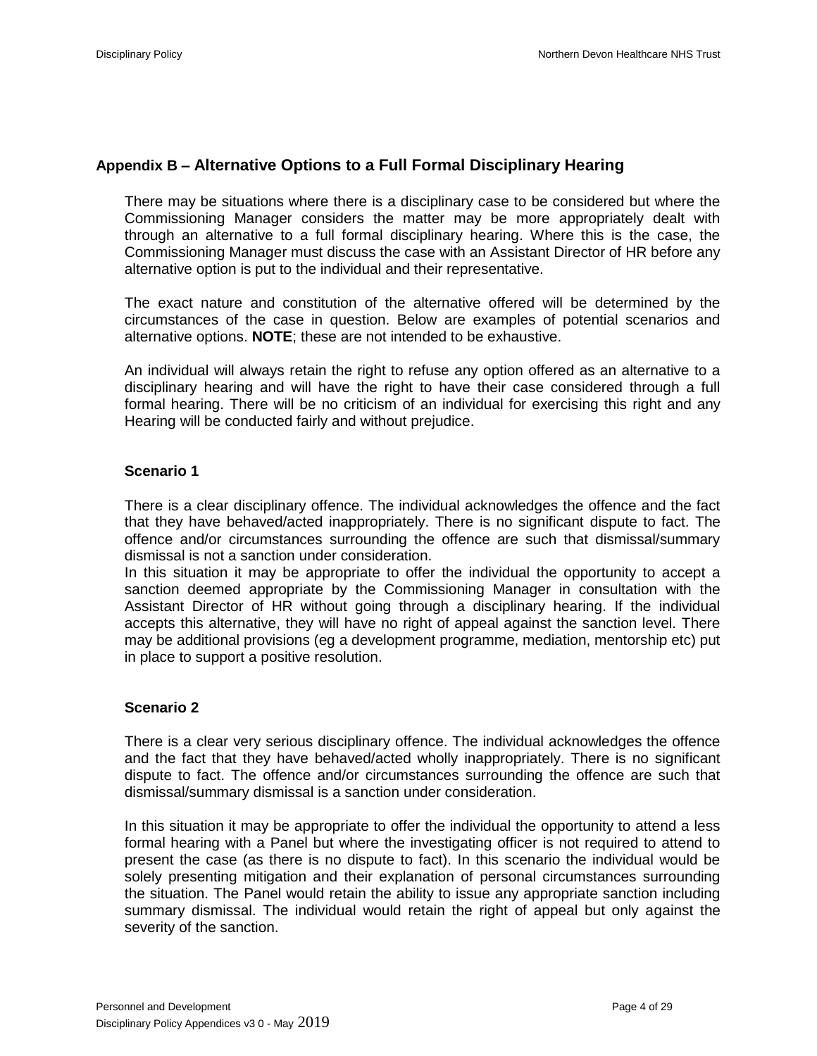## Appendix B – Alternative Options to a Full Formal Disciplinary Hearing

There may be situations where there is a disciplinary case to be considered but where the Commissioning Manager considers the matter may be more appropriately dealt with through an alternative to a full formal disciplinary hearing. Where this is the case, the Commissioning Manager must discuss the case with an Assistant Director of HR before any alternative option is put to the individual and their representative.

The exact nature and constitution of the alternative offered will be determined by the circumstances of the case in question. Below are examples of potential scenarios and alternative options. **NOTE**; these are not intended to be exhaustive.

An individual will always retain the right to refuse any option offered as an alternative to a disciplinary hearing and will have the right to have their case considered through a full formal hearing. There will be no criticism of an individual for exercising this right and any Hearing will be conducted fairly and without prejudice.

### Scenario 1

There is a clear disciplinary offence. The individual acknowledges the offence and the fact that they have behaved/acted inappropriately. There is no significant dispute to fact. The offence and/or circumstances surrounding the offence are such that dismissal/summary dismissal is not a sanction under consideration.

In this situation it may be appropriate to offer the individual the opportunity to accept a sanction deemed appropriate by the Commissioning Manager in consultation with the Assistant Director of HR without going through a disciplinary hearing. If the individual accepts this alternative, they will have no right of appeal against the sanction level. There may be additional provisions (eg a development programme, mediation, mentorship etc) put in place to support a positive resolution.

### Scenario 2

There is a clear very serious disciplinary offence. The individual acknowledges the offence and the fact that they have behaved/acted wholly inappropriately. There is no significant dispute to fact. The offence and/or circumstances surrounding the offence are such that dismissal/summary dismissal is a sanction under consideration.

In this situation it may be appropriate to offer the individual the opportunity to attend a less formal hearing with a Panel but where the investigating officer is not required to attend to present the case (as there is no dispute to fact). In this scenario the individual would be solely presenting mitigation and their explanation of personal circumstances surrounding the situation. The Panel would retain the ability to issue any appropriate sanction including summary dismissal. The individual would retain the right of appeal but only against the severity of the sanction.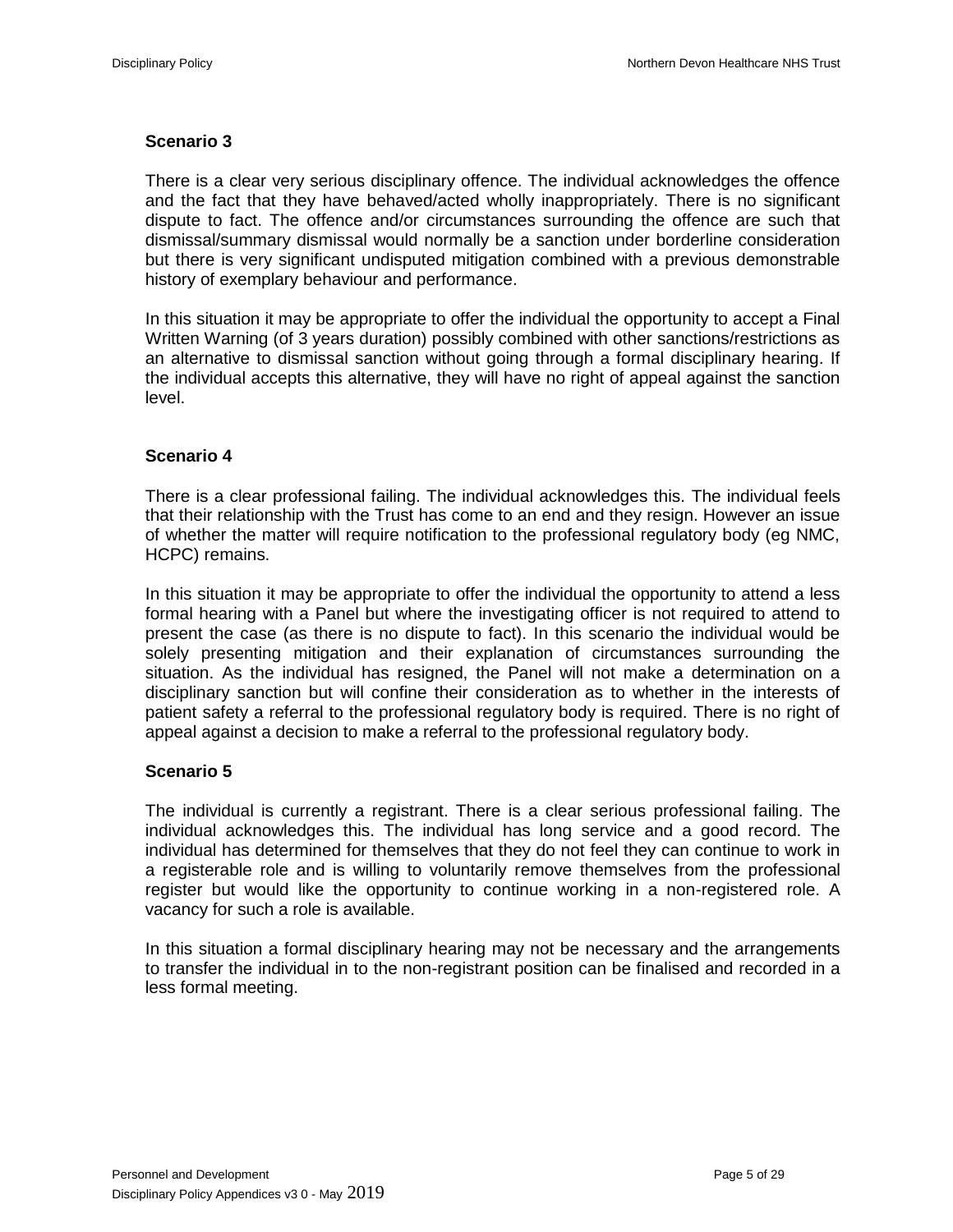### Scenario 3

There is a clear very serious disciplinary offence. The individual acknowledges the offence and the fact that they have behaved/acted wholly inappropriately. There is no significant dispute to fact. The offence and/or circumstances surrounding the offence are such that dismissal/summary dismissal would normally be a sanction under borderline consideration but there is very significant undisputed mitigation combined with a previous demonstrable history of exemplary behaviour and performance.

In this situation it may be appropriate to offer the individual the opportunity to accept a Final Written Warning (of 3 years duration) possibly combined with other sanctions/restrictions as an alternative to dismissal sanction without going through a formal disciplinary hearing. If the individual accepts this alternative, they will have no right of appeal against the sanction level.

### Scenario 4

There is a clear professional failing. The individual acknowledges this. The individual feels that their relationship with the Trust has come to an end and they resign. However an issue of whether the matter will require notification to the professional regulatory body (eg NMC, HCPC) remains.

In this situation it may be appropriate to offer the individual the opportunity to attend a less formal hearing with a Panel but where the investigating officer is not required to attend to present the case (as there is no dispute to fact). In this scenario the individual would be solely presenting mitigation and their explanation of circumstances surrounding the situation. As the individual has resigned, the Panel will not make a determination on a disciplinary sanction but will confine their consideration as to whether in the interests of patient safety a referral to the professional regulatory body is required. There is no right of appeal against a decision to make a referral to the professional regulatory body.

### Scenario 5

The individual is currently a registrant. There is a clear serious professional failing. The individual acknowledges this. The individual has long service and a good record. The individual has determined for themselves that they do not feel they can continue to work in a registerable role and is willing to voluntarily remove themselves from the professional register but would like the opportunity to continue working in a non-registered role. A vacancy for such a role is available.

In this situation a formal disciplinary hearing may not be necessary and the arrangements to transfer the individual in to the non-registrant position can be finalised and recorded in a less formal meeting.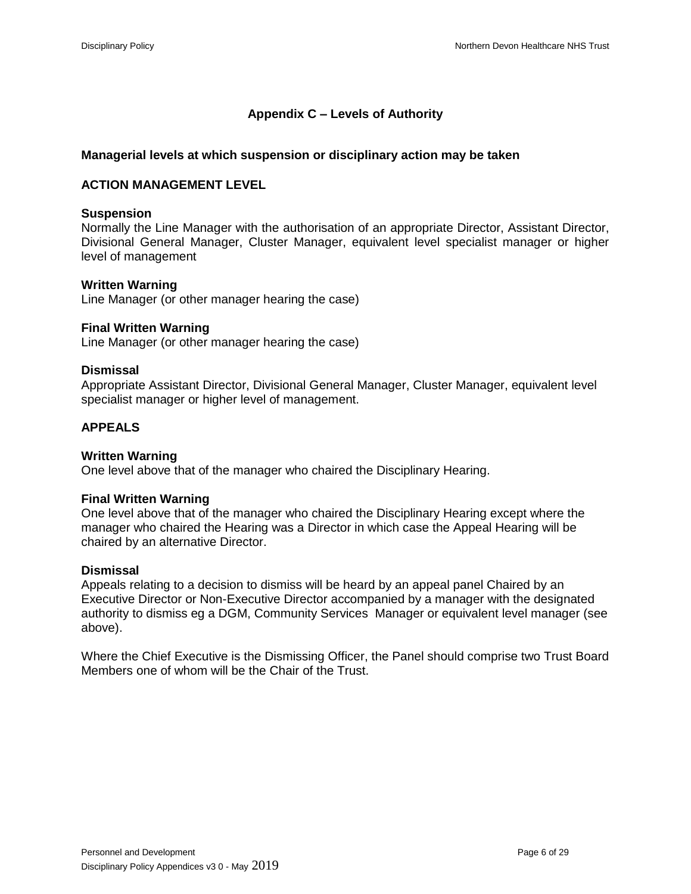## Appendix C – Levels of Authority

**Managerial levels at which suspension or disciplinary action may be taken**

**ACTION MANAGEMENT LEVEL**

**Suspension**
Normally the Line Manager with the authorisation of an appropriate Director, Assistant Director, Divisional General Manager, Cluster Manager, equivalent level specialist manager or higher level of management

**Written Warning**
Line Manager (or other manager hearing the case)

**Final Written Warning**
Line Manager (or other manager hearing the case)

**Dismissal**
Appropriate Assistant Director, Divisional General Manager, Cluster Manager, equivalent level specialist manager or higher level of management.

**APPEALS**

**Written Warning**
One level above that of the manager who chaired the Disciplinary Hearing.

**Final Written Warning**
One level above that of the manager who chaired the Disciplinary Hearing except where the manager who chaired the Hearing was a Director in which case the Appeal Hearing will be chaired by an alternative Director.

**Dismissal**
Appeals relating to a decision to dismiss will be heard by an appeal panel Chaired by an Executive Director or Non-Executive Director accompanied by a manager with the designated authority to dismiss eg a DGM, Community Services Manager or equivalent level manager (see above).

Where the Chief Executive is the Dismissing Officer, the Panel should comprise two Trust Board Members one of whom will be the Chair of the Trust.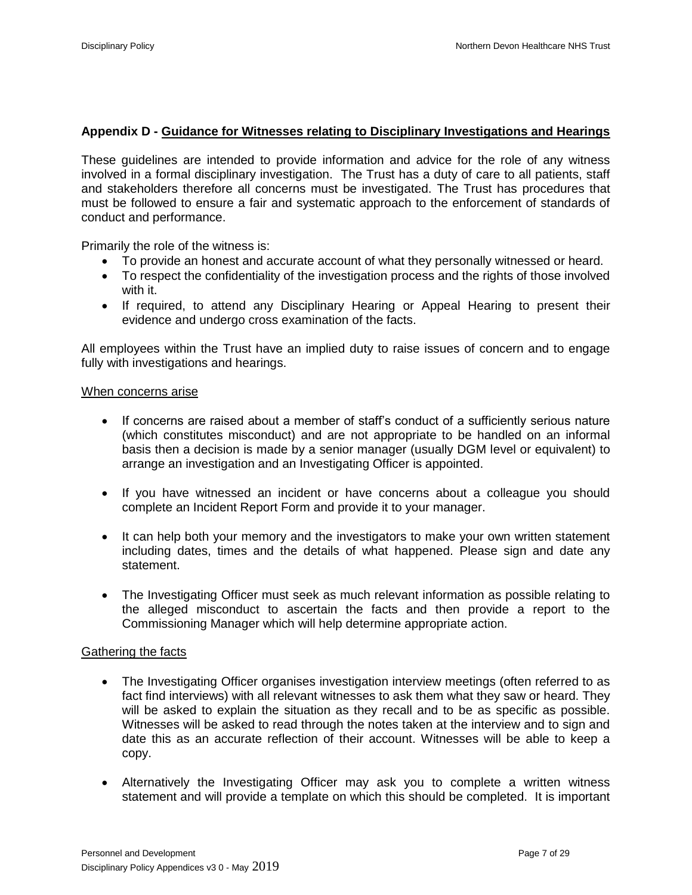### Appendix D - Guidance for Witnesses relating to Disciplinary Investigations and Hearings

These guidelines are intended to provide information and advice for the role of any witness involved in a formal disciplinary investigation. The Trust has a duty of care to all patients, staff and stakeholders therefore all concerns must be investigated. The Trust has procedures that must be followed to ensure a fair and systematic approach to the enforcement of standards of conduct and performance.

Primarily the role of the witness is:

- To provide an honest and accurate account of what they personally witnessed or heard.
- To respect the confidentiality of the investigation process and the rights of those involved with it.
- If required, to attend any Disciplinary Hearing or Appeal Hearing to present their evidence and undergo cross examination of the facts.

All employees within the Trust have an implied duty to raise issues of concern and to engage fully with investigations and hearings.

#### When concerns arise

- If concerns are raised about a member of staff's conduct of a sufficiently serious nature (which constitutes misconduct) and are not appropriate to be handled on an informal basis then a decision is made by a senior manager (usually DGM level or equivalent) to arrange an investigation and an Investigating Officer is appointed.

- If you have witnessed an incident or have concerns about a colleague you should complete an Incident Report Form and provide it to your manager.

- It can help both your memory and the investigators to make your own written statement including dates, times and the details of what happened. Please sign and date any statement.

- The Investigating Officer must seek as much relevant information as possible relating to the alleged misconduct to ascertain the facts and then provide a report to the Commissioning Manager which will help determine appropriate action.

#### Gathering the facts

- The Investigating Officer organises investigation interview meetings (often referred to as fact find interviews) with all relevant witnesses to ask them what they saw or heard. They will be asked to explain the situation as they recall and to be as specific as possible. Witnesses will be asked to read through the notes taken at the interview and to sign and date this as an accurate reflection of their account. Witnesses will be able to keep a copy.

- Alternatively the Investigating Officer may ask you to complete a written witness statement and will provide a template on which this should be completed. It is important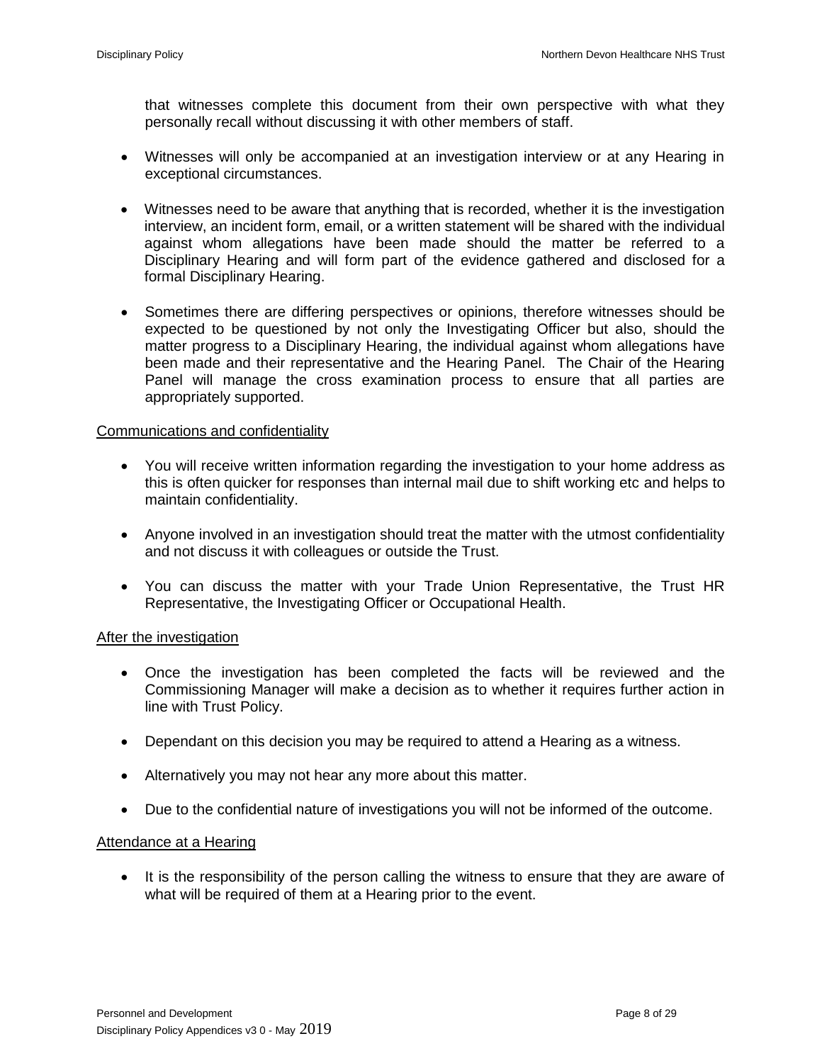that witnesses complete this document from their own perspective with what they personally recall without discussing it with other members of staff.

- Witnesses will only be accompanied at an investigation interview or at any Hearing in exceptional circumstances.

- Witnesses need to be aware that anything that is recorded, whether it is the investigation interview, an incident form, email, or a written statement will be shared with the individual against whom allegations have been made should the matter be referred to a Disciplinary Hearing and will form part of the evidence gathered and disclosed for a formal Disciplinary Hearing.

- Sometimes there are differing perspectives or opinions, therefore witnesses should be expected to be questioned by not only the Investigating Officer but also, should the matter progress to a Disciplinary Hearing, the individual against whom allegations have been made and their representative and the Hearing Panel. The Chair of the Hearing Panel will manage the cross examination process to ensure that all parties are appropriately supported.

Communications and confidentiality

- You will receive written information regarding the investigation to your home address as this is often quicker for responses than internal mail due to shift working etc and helps to maintain confidentiality.

- Anyone involved in an investigation should treat the matter with the utmost confidentiality and not discuss it with colleagues or outside the Trust.

- You can discuss the matter with your Trade Union Representative, the Trust HR Representative, the Investigating Officer or Occupational Health.

After the investigation

- Once the investigation has been completed the facts will be reviewed and the Commissioning Manager will make a decision as to whether it requires further action in line with Trust Policy.

- Dependant on this decision you may be required to attend a Hearing as a witness.

- Alternatively you may not hear any more about this matter.

- Due to the confidential nature of investigations you will not be informed of the outcome.

Attendance at a Hearing

- It is the responsibility of the person calling the witness to ensure that they are aware of what will be required of them at a Hearing prior to the event.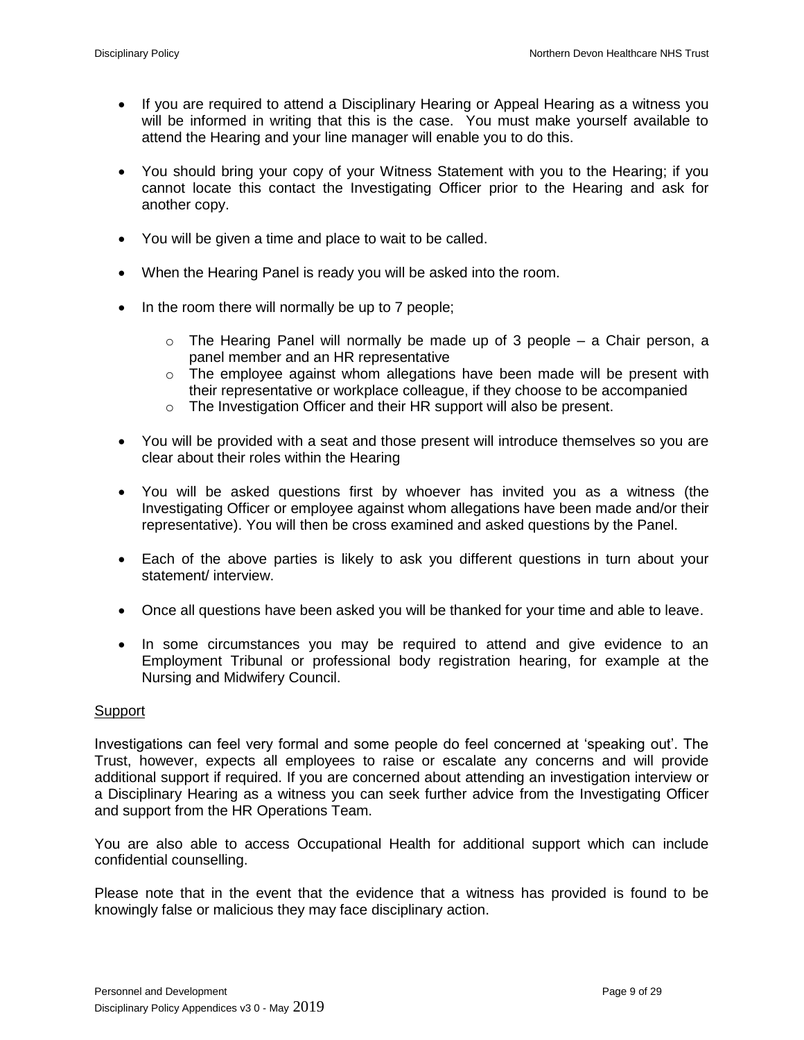- If you are required to attend a Disciplinary Hearing or Appeal Hearing as a witness you will be informed in writing that this is the case. You must make yourself available to attend the Hearing and your line manager will enable you to do this.

- You should bring your copy of your Witness Statement with you to the Hearing; if you cannot locate this contact the Investigating Officer prior to the Hearing and ask for another copy.

- You will be given a time and place to wait to be called.

- When the Hearing Panel is ready you will be asked into the room.

- In the room there will normally be up to 7 people;

    - The Hearing Panel will normally be made up of 3 people – a Chair person, a panel member and an HR representative
    - The employee against whom allegations have been made will be present with their representative or workplace colleague, if they choose to be accompanied
    - The Investigation Officer and their HR support will also be present.

- You will be provided with a seat and those present will introduce themselves so you are clear about their roles within the Hearing

- You will be asked questions first by whoever has invited you as a witness (the Investigating Officer or employee against whom allegations have been made and/or their representative). You will then be cross examined and asked questions by the Panel.

- Each of the above parties is likely to ask you different questions in turn about your statement/ interview.

- Once all questions have been asked you will be thanked for your time and able to leave.

- In some circumstances you may be required to attend and give evidence to an Employment Tribunal or professional body registration hearing, for example at the Nursing and Midwifery Council.

<u>Support</u>

Investigations can feel very formal and some people do feel concerned at 'speaking out'. The Trust, however, expects all employees to raise or escalate any concerns and will provide additional support if required. If you are concerned about attending an investigation interview or a Disciplinary Hearing as a witness you can seek further advice from the Investigating Officer and support from the HR Operations Team.

You are also able to access Occupational Health for additional support which can include confidential counselling.

Please note that in the event that the evidence that a witness has provided is found to be knowingly false or malicious they may face disciplinary action.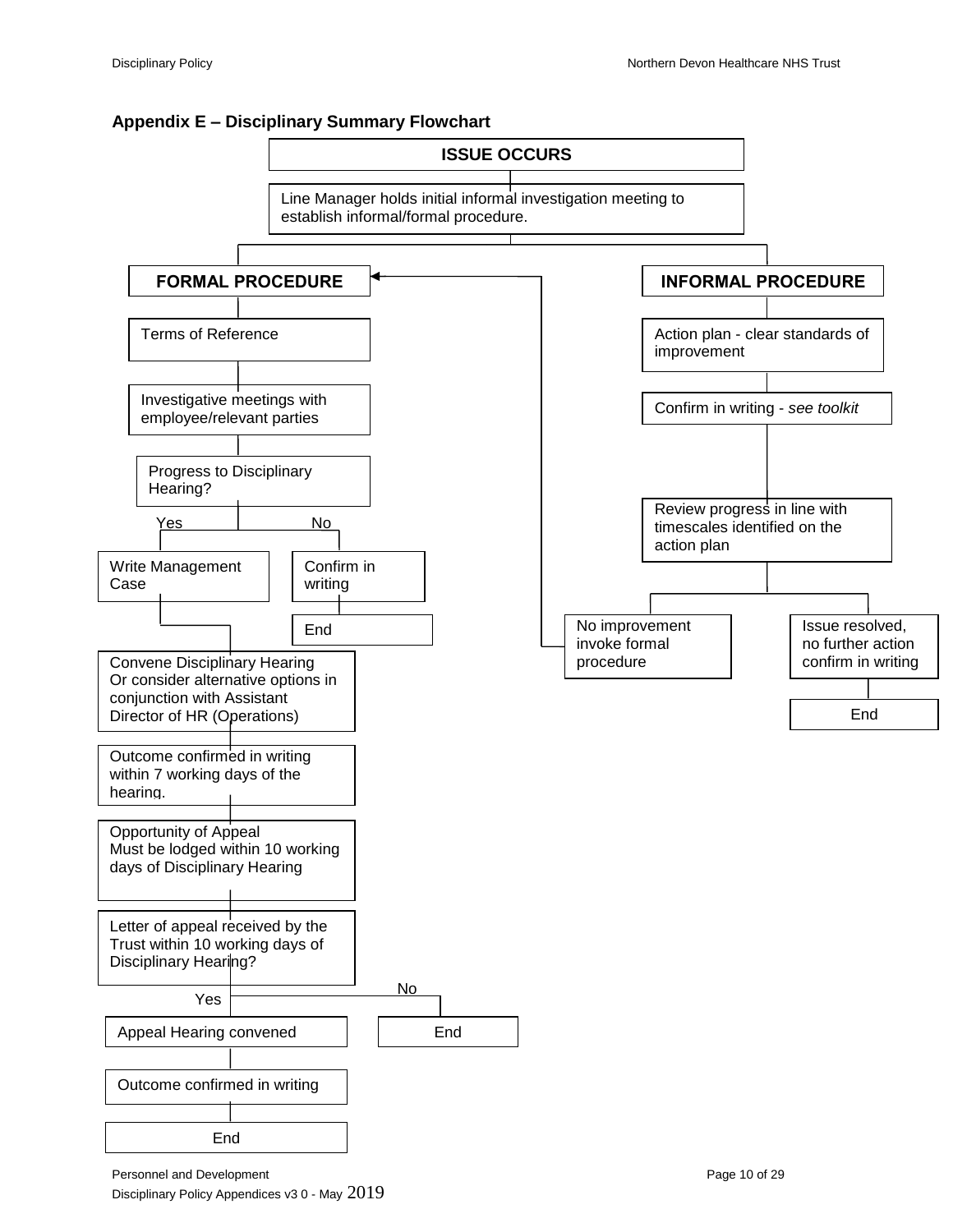### Appendix E – Disciplinary Summary Flowchart

**ISSUE OCCURS**

Line Manager holds initial informal investigation meeting to establish informal/formal procedure.

**FORMAL PROCEDURE**

- Terms of Reference
- Investigative meetings with employee/relevant parties
- Progress to Disciplinary Hearing?
  - Yes: Write Management Case
    - Convene Disciplinary Hearing Or consider alternative options in conjunction with Assistant Director of HR (Operations)
    - Outcome confirmed in writing within 7 working days of the hearing.
    - Opportunity of Appeal Must be lodged within 10 working days of Disciplinary Hearing
    - Letter of appeal received by the Trust within 10 working days of Disciplinary Hearing?
      - Yes: Appeal Hearing convened
        - Outcome confirmed in writing
        - End
      - No: End
  - No: Confirm in writing
    - End

**INFORMAL PROCEDURE**

- Action plan - clear standards of improvement
- Confirm in writing - *see toolkit*
- Review progress in line with timescales identified on the action plan
  - No improvement invoke formal procedure (→ FORMAL PROCEDURE)
  - Issue resolved, no further action confirm in writing
    - End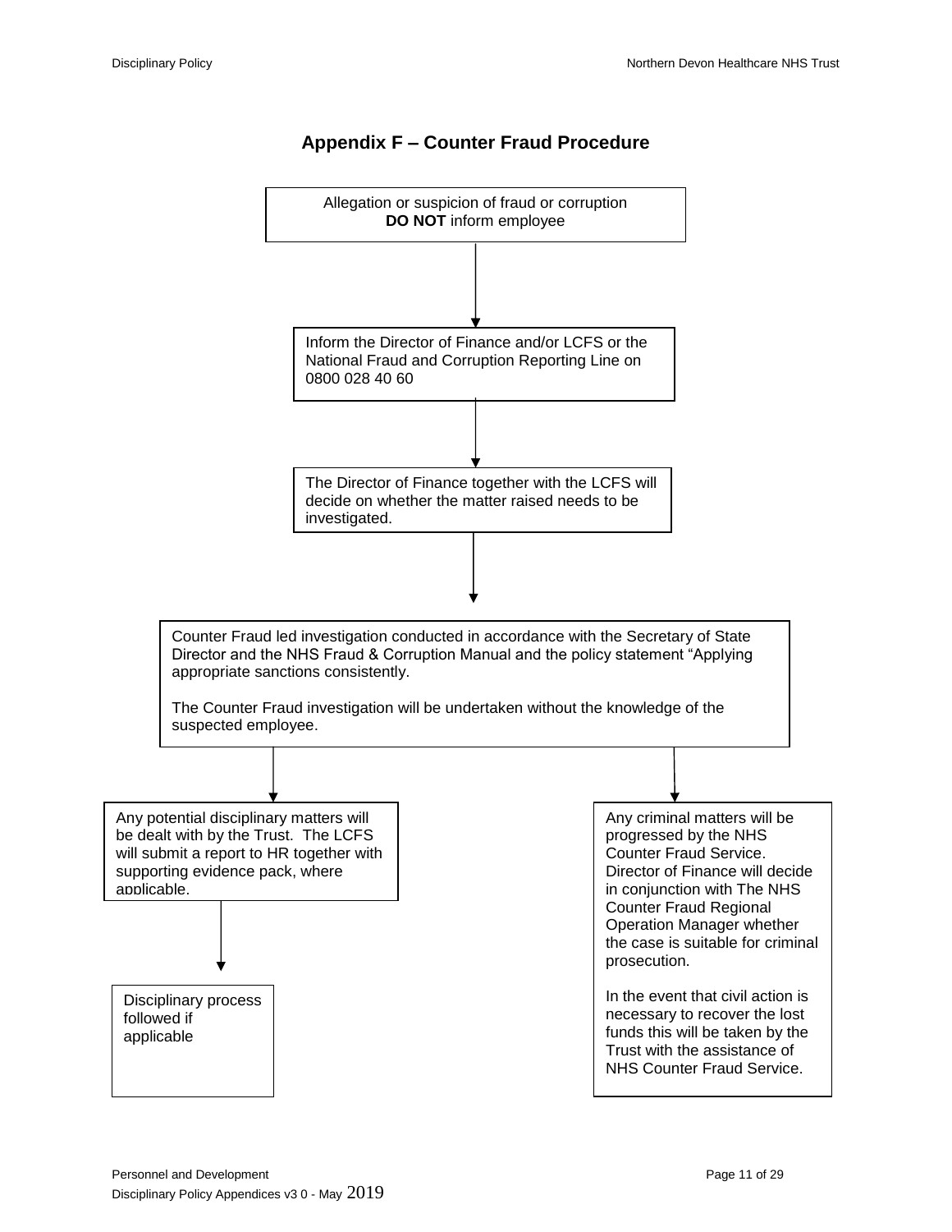## Appendix F – Counter Fraud Procedure

Allegation or suspicion of fraud or corruption
**DO NOT** inform employee

↓

Inform the Director of Finance and/or LCFS or the National Fraud and Corruption Reporting Line on 0800 028 40 60

↓

The Director of Finance together with the LCFS will decide on whether the matter raised needs to be investigated.

↓

Counter Fraud led investigation conducted in accordance with the Secretary of State Director and the NHS Fraud & Corruption Manual and the policy statement "Applying appropriate sanctions consistently.

The Counter Fraud investigation will be undertaken without the knowledge of the suspected employee.

↓

Any potential disciplinary matters will be dealt with by the Trust. The LCFS will submit a report to HR together with supporting evidence pack, where applicable.

↓

Disciplinary process followed if applicable

Any criminal matters will be progressed by the NHS Counter Fraud Service. Director of Finance will decide in conjunction with The NHS Counter Fraud Regional Operation Manager whether the case is suitable for criminal prosecution.

In the event that civil action is necessary to recover the lost funds this will be taken by the Trust with the assistance of NHS Counter Fraud Service.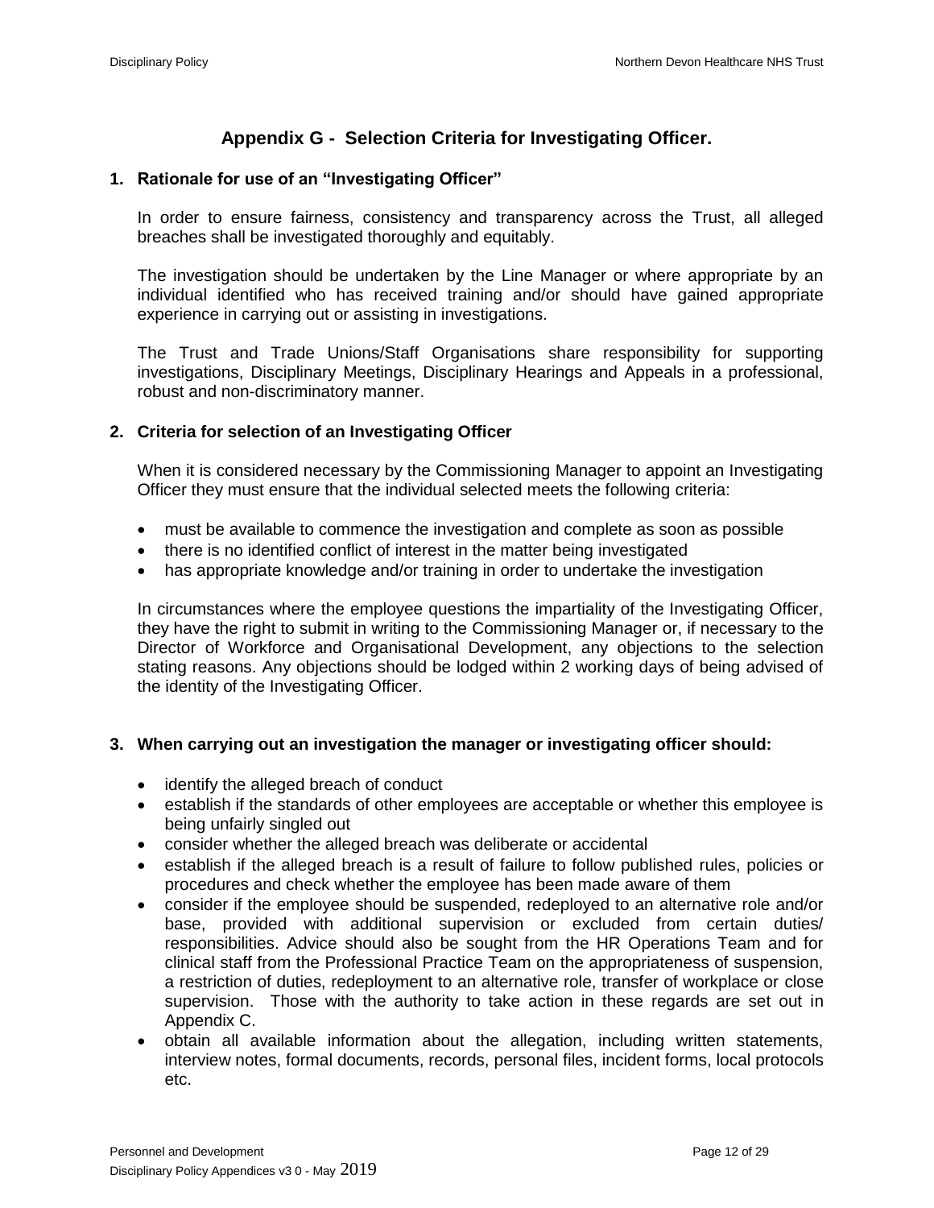# Appendix G - Selection Criteria for Investigating Officer.

## 1. Rationale for use of an "Investigating Officer"

In order to ensure fairness, consistency and transparency across the Trust, all alleged breaches shall be investigated thoroughly and equitably.

The investigation should be undertaken by the Line Manager or where appropriate by an individual identified who has received training and/or should have gained appropriate experience in carrying out or assisting in investigations.

The Trust and Trade Unions/Staff Organisations share responsibility for supporting investigations, Disciplinary Meetings, Disciplinary Hearings and Appeals in a professional, robust and non-discriminatory manner.

## 2. Criteria for selection of an Investigating Officer

When it is considered necessary by the Commissioning Manager to appoint an Investigating Officer they must ensure that the individual selected meets the following criteria:

- must be available to commence the investigation and complete as soon as possible
- there is no identified conflict of interest in the matter being investigated
- has appropriate knowledge and/or training in order to undertake the investigation

In circumstances where the employee questions the impartiality of the Investigating Officer, they have the right to submit in writing to the Commissioning Manager or, if necessary to the Director of Workforce and Organisational Development, any objections to the selection stating reasons. Any objections should be lodged within 2 working days of being advised of the identity of the Investigating Officer.

## 3. When carrying out an investigation the manager or investigating officer should:

- identify the alleged breach of conduct
- establish if the standards of other employees are acceptable or whether this employee is being unfairly singled out
- consider whether the alleged breach was deliberate or accidental
- establish if the alleged breach is a result of failure to follow published rules, policies or procedures and check whether the employee has been made aware of them
- consider if the employee should be suspended, redeployed to an alternative role and/or base, provided with additional supervision or excluded from certain duties/ responsibilities. Advice should also be sought from the HR Operations Team and for clinical staff from the Professional Practice Team on the appropriateness of suspension, a restriction of duties, redeployment to an alternative role, transfer of workplace or close supervision. Those with the authority to take action in these regards are set out in Appendix C.
- obtain all available information about the allegation, including written statements, interview notes, formal documents, records, personal files, incident forms, local protocols etc.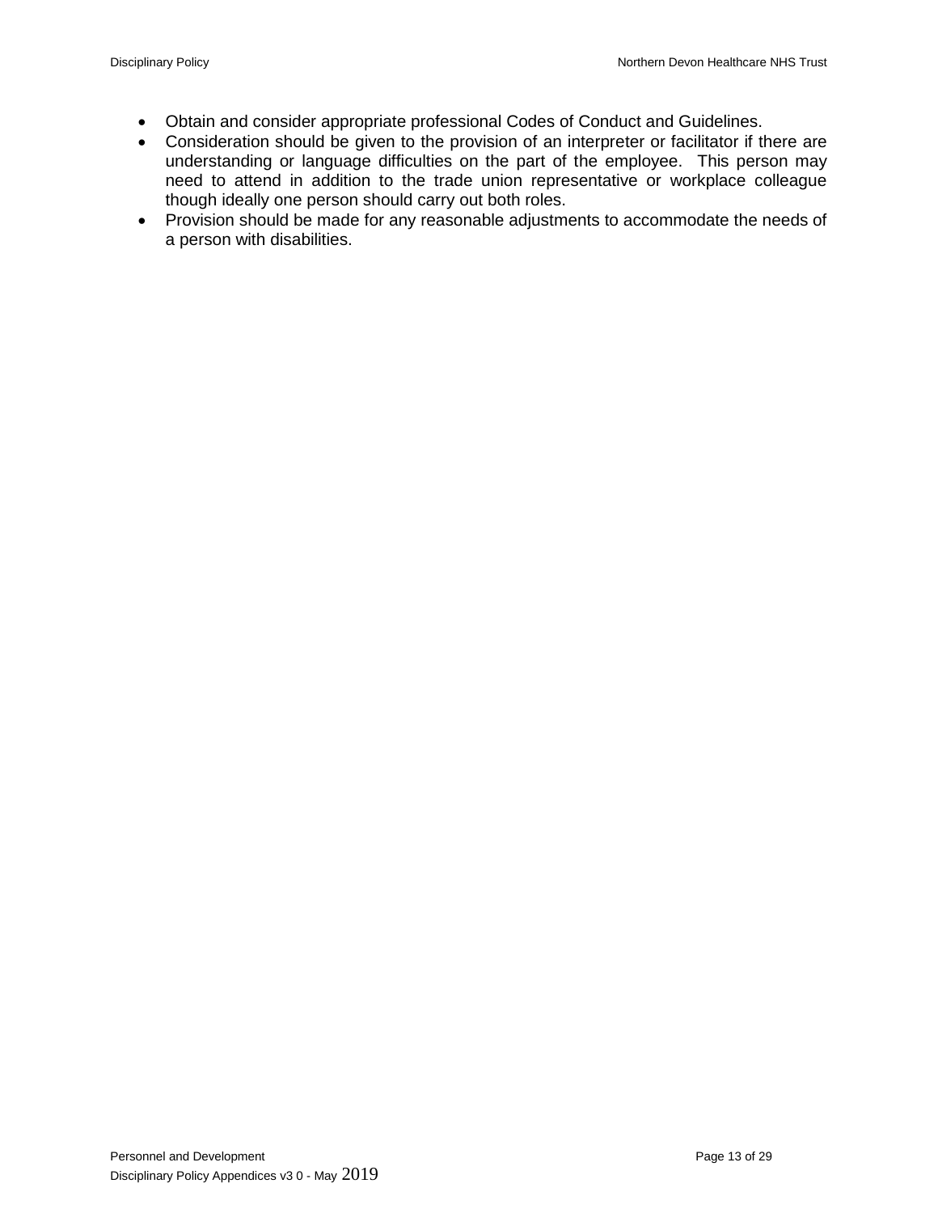- Obtain and consider appropriate professional Codes of Conduct and Guidelines.
- Consideration should be given to the provision of an interpreter or facilitator if there are understanding or language difficulties on the part of the employee. This person may need to attend in addition to the trade union representative or workplace colleague though ideally one person should carry out both roles.
- Provision should be made for any reasonable adjustments to accommodate the needs of a person with disabilities.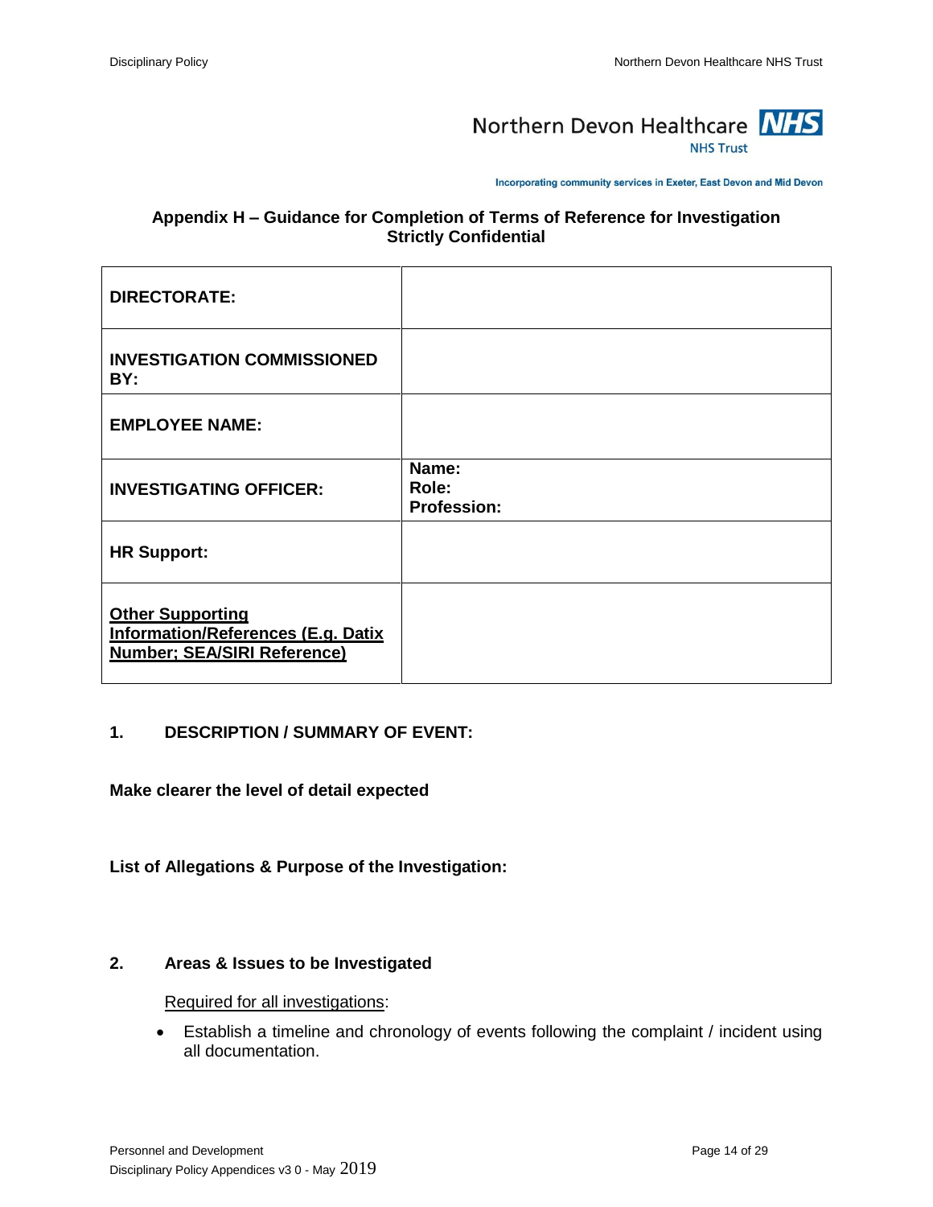Northern Devon Healthcare NHS Trust

Incorporating community services in Exeter, East Devon and Mid Devon

## Appendix H – Guidance for Completion of Terms of Reference for Investigation Strictly Confidential

| | |
|---|---|
| **DIRECTORATE:** | |
| **INVESTIGATION COMMISSIONED BY:** | |
| **EMPLOYEE NAME:** | |
| **INVESTIGATING OFFICER:** | **Name:**<br>**Role:**<br>**Profession:** |
| **HR Support:** | |
| **Other Supporting Information/References (E.g. Datix Number; SEA/SIRI Reference)** | |

### 1. DESCRIPTION / SUMMARY OF EVENT:

**Make clearer the level of detail expected**

**List of Allegations & Purpose of the Investigation:**

### 2. Areas & Issues to be Investigated

Required for all investigations:

- Establish a timeline and chronology of events following the complaint / incident using all documentation.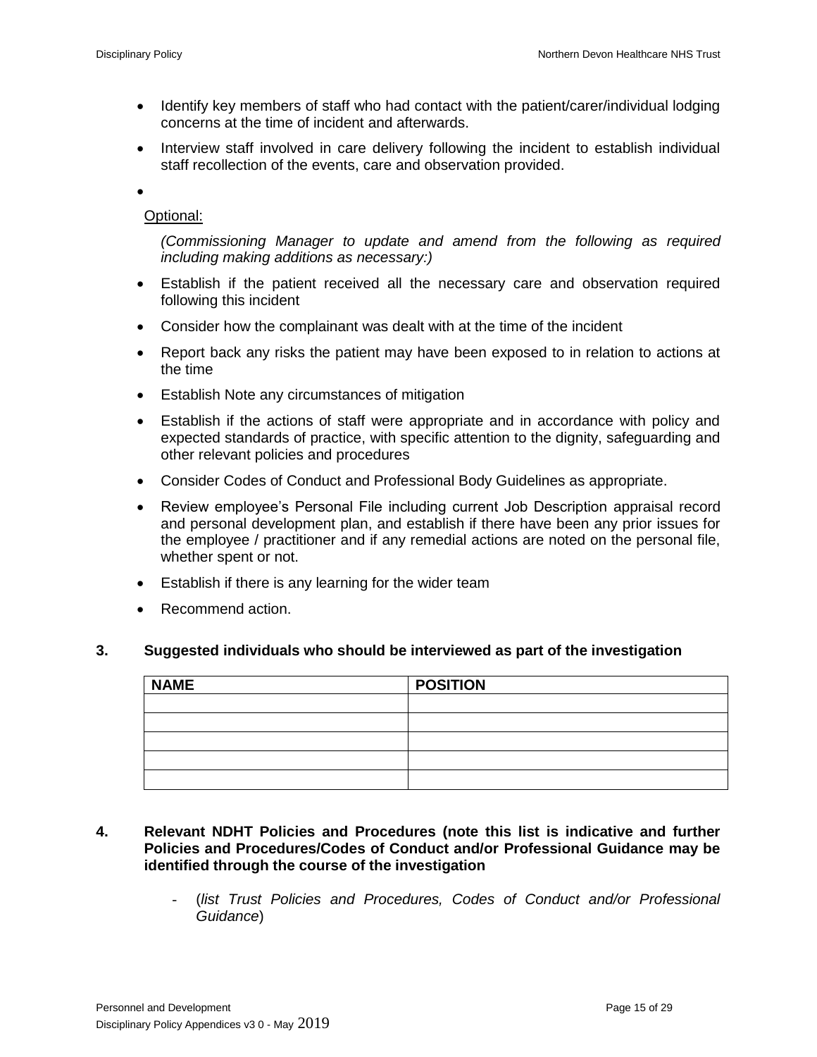- Identify key members of staff who had contact with the patient/carer/individual lodging concerns at the time of incident and afterwards.
- Interview staff involved in care delivery following the incident to establish individual staff recollection of the events, care and observation provided.
- 

Optional:

*(Commissioning Manager to update and amend from the following as required including making additions as necessary:)*

- Establish if the patient received all the necessary care and observation required following this incident
- Consider how the complainant was dealt with at the time of the incident
- Report back any risks the patient may have been exposed to in relation to actions at the time
- Establish Note any circumstances of mitigation
- Establish if the actions of staff were appropriate and in accordance with policy and expected standards of practice, with specific attention to the dignity, safeguarding and other relevant policies and procedures
- Consider Codes of Conduct and Professional Body Guidelines as appropriate.
- Review employee's Personal File including current Job Description appraisal record and personal development plan, and establish if there have been any prior issues for the employee / practitioner and if any remedial actions are noted on the personal file, whether spent or not.
- Establish if there is any learning for the wider team
- Recommend action.

## 3. Suggested individuals who should be interviewed as part of the investigation

| NAME | POSITION |
|---|---|
| | |
| | |
| | |
| | |
| | |

## 4. Relevant NDHT Policies and Procedures (note this list is indicative and further Policies and Procedures/Codes of Conduct and/or Professional Guidance may be identified through the course of the investigation

- (*list Trust Policies and Procedures, Codes of Conduct and/or Professional Guidance*)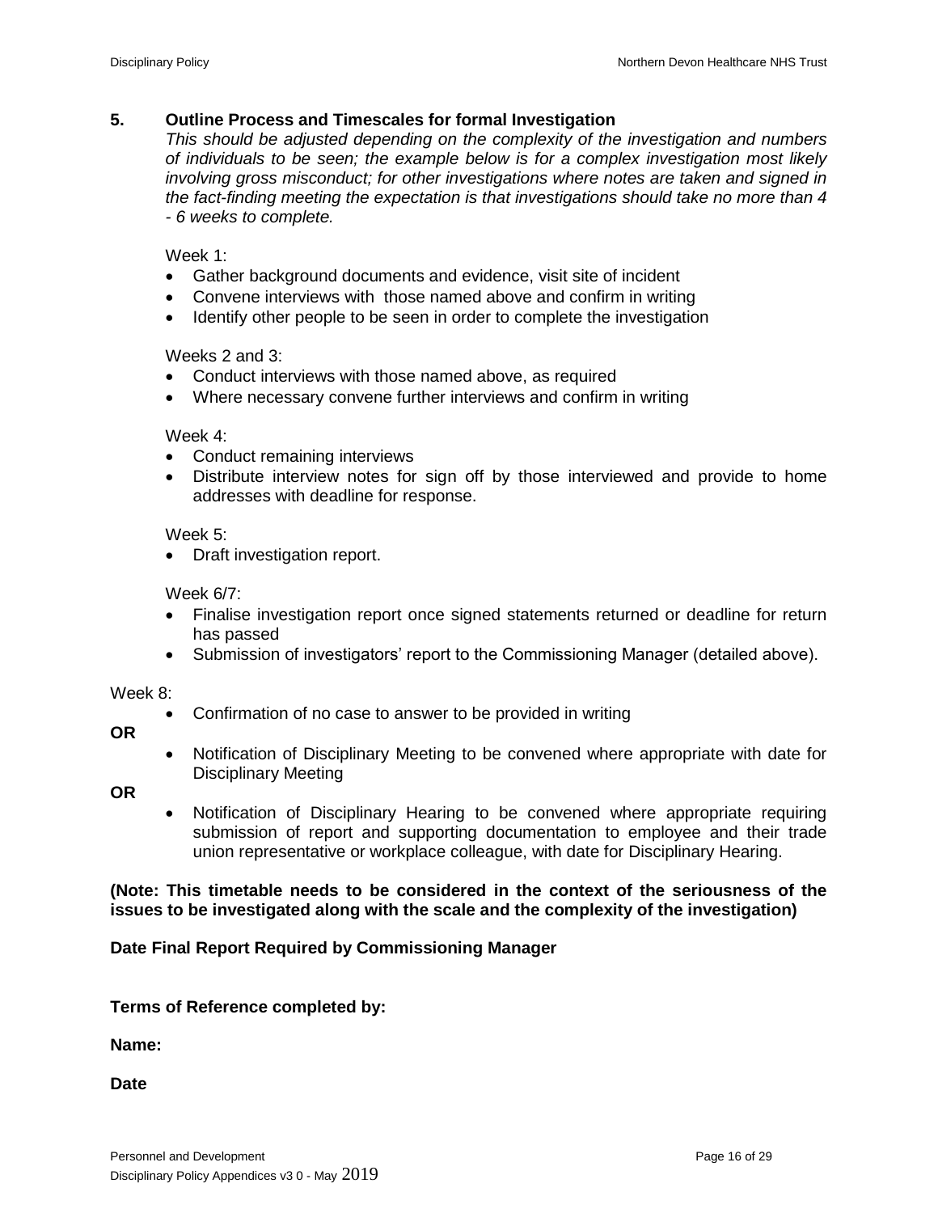## 5. Outline Process and Timescales for formal Investigation

*This should be adjusted depending on the complexity of the investigation and numbers of individuals to be seen; the example below is for a complex investigation most likely involving gross misconduct; for other investigations where notes are taken and signed in the fact-finding meeting the expectation is that investigations should take no more than 4 - 6 weeks to complete.*

Week 1:

- Gather background documents and evidence, visit site of incident
- Convene interviews with those named above and confirm in writing
- Identify other people to be seen in order to complete the investigation

Weeks 2 and 3:

- Conduct interviews with those named above, as required
- Where necessary convene further interviews and confirm in writing

Week 4:

- Conduct remaining interviews
- Distribute interview notes for sign off by those interviewed and provide to home addresses with deadline for response.

Week 5:

- Draft investigation report.

Week 6/7:

- Finalise investigation report once signed statements returned or deadline for return has passed
- Submission of investigators' report to the Commissioning Manager (detailed above).

Week 8:

- Confirmation of no case to answer to be provided in writing

**OR**

- Notification of Disciplinary Meeting to be convened where appropriate with date for Disciplinary Meeting

**OR**

- Notification of Disciplinary Hearing to be convened where appropriate requiring submission of report and supporting documentation to employee and their trade union representative or workplace colleague, with date for Disciplinary Hearing.

**(Note: This timetable needs to be considered in the context of the seriousness of the issues to be investigated along with the scale and the complexity of the investigation)**

**Date Final Report Required by Commissioning Manager**

**Terms of Reference completed by:**

**Name:**

**Date**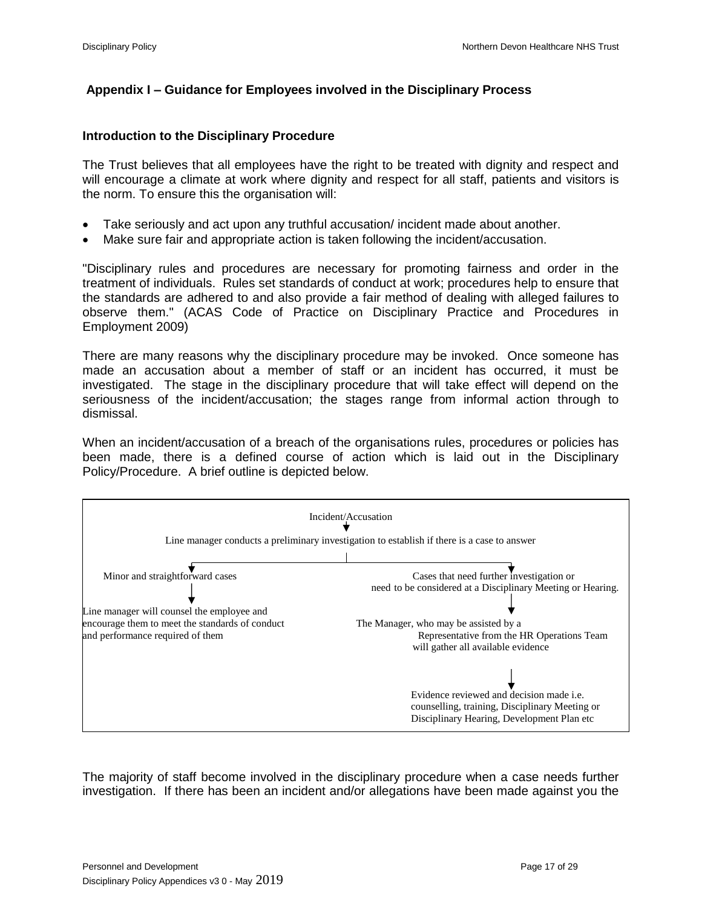## Appendix I – Guidance for Employees involved in the Disciplinary Process

### Introduction to the Disciplinary Procedure

The Trust believes that all employees have the right to be treated with dignity and respect and will encourage a climate at work where dignity and respect for all staff, patients and visitors is the norm. To ensure this the organisation will:

- Take seriously and act upon any truthful accusation/ incident made about another.
- Make sure fair and appropriate action is taken following the incident/accusation.

"Disciplinary rules and procedures are necessary for promoting fairness and order in the treatment of individuals. Rules set standards of conduct at work; procedures help to ensure that the standards are adhered to and also provide a fair method of dealing with alleged failures to observe them." (ACAS Code of Practice on Disciplinary Practice and Procedures in Employment 2009)

There are many reasons why the disciplinary procedure may be invoked. Once someone has made an accusation about a member of staff or an incident has occurred, it must be investigated. The stage in the disciplinary procedure that will take effect will depend on the seriousness of the incident/accusation; the stages range from informal action through to dismissal.

When an incident/accusation of a breach of the organisations rules, procedures or policies has been made, there is a defined course of action which is laid out in the Disciplinary Policy/Procedure. A brief outline is depicted below.

Incident/Accusation
↓
Line manager conducts a preliminary investigation to establish if there is a case to answer

- Minor and straightforward cases
  ↓
  Line manager will counsel the employee and encourage them to meet the standards of conduct and performance required of them
- Cases that need further investigation or need to be considered at a Disciplinary Meeting or Hearing.
  ↓
  The Manager, who may be assisted by a Representative from the HR Operations Team will gather all available evidence
  ↓
  Evidence reviewed and decision made i.e. counselling, training, Disciplinary Meeting or Disciplinary Hearing, Development Plan etc

The majority of staff become involved in the disciplinary procedure when a case needs further investigation. If there has been an incident and/or allegations have been made against you the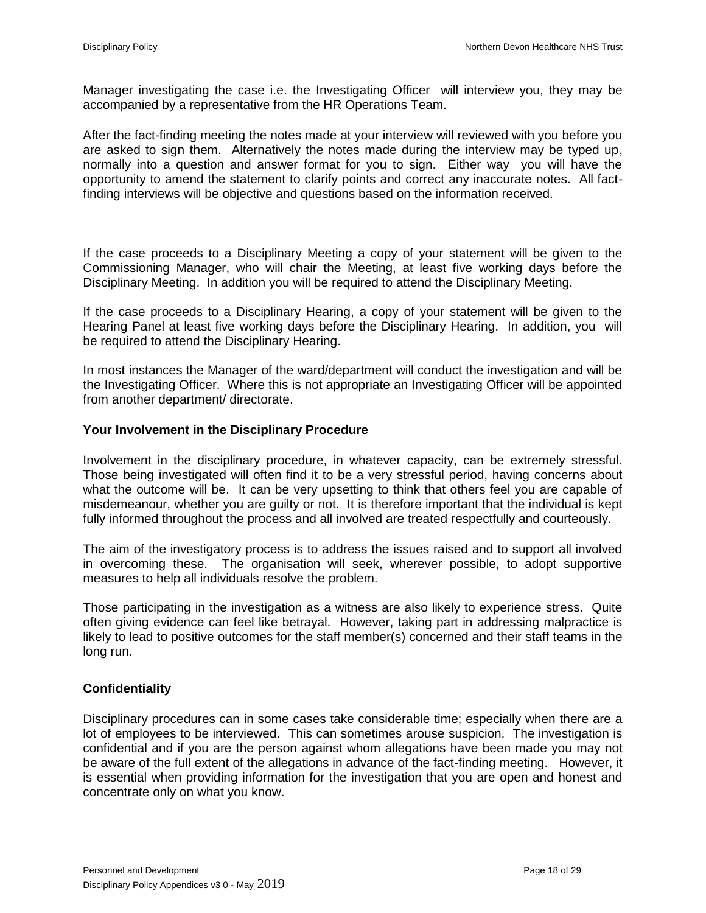Manager investigating the case i.e. the Investigating Officer will interview you, they may be accompanied by a representative from the HR Operations Team.

After the fact-finding meeting the notes made at your interview will reviewed with you before you are asked to sign them. Alternatively the notes made during the interview may be typed up, normally into a question and answer format for you to sign. Either way you will have the opportunity to amend the statement to clarify points and correct any inaccurate notes. All fact-finding interviews will be objective and questions based on the information received.

If the case proceeds to a Disciplinary Meeting a copy of your statement will be given to the Commissioning Manager, who will chair the Meeting, at least five working days before the Disciplinary Meeting. In addition you will be required to attend the Disciplinary Meeting.

If the case proceeds to a Disciplinary Hearing, a copy of your statement will be given to the Hearing Panel at least five working days before the Disciplinary Hearing. In addition, you will be required to attend the Disciplinary Hearing.

In most instances the Manager of the ward/department will conduct the investigation and will be the Investigating Officer. Where this is not appropriate an Investigating Officer will be appointed from another department/ directorate.

### Your Involvement in the Disciplinary Procedure

Involvement in the disciplinary procedure, in whatever capacity, can be extremely stressful. Those being investigated will often find it to be a very stressful period, having concerns about what the outcome will be. It can be very upsetting to think that others feel you are capable of misdemeanour, whether you are guilty or not. It is therefore important that the individual is kept fully informed throughout the process and all involved are treated respectfully and courteously.

The aim of the investigatory process is to address the issues raised and to support all involved in overcoming these. The organisation will seek, wherever possible, to adopt supportive measures to help all individuals resolve the problem.

Those participating in the investigation as a witness are also likely to experience stress. Quite often giving evidence can feel like betrayal. However, taking part in addressing malpractice is likely to lead to positive outcomes for the staff member(s) concerned and their staff teams in the long run.

### Confidentiality

Disciplinary procedures can in some cases take considerable time; especially when there are a lot of employees to be interviewed. This can sometimes arouse suspicion. The investigation is confidential and if you are the person against whom allegations have been made you may not be aware of the full extent of the allegations in advance of the fact-finding meeting. However, it is essential when providing information for the investigation that you are open and honest and concentrate only on what you know.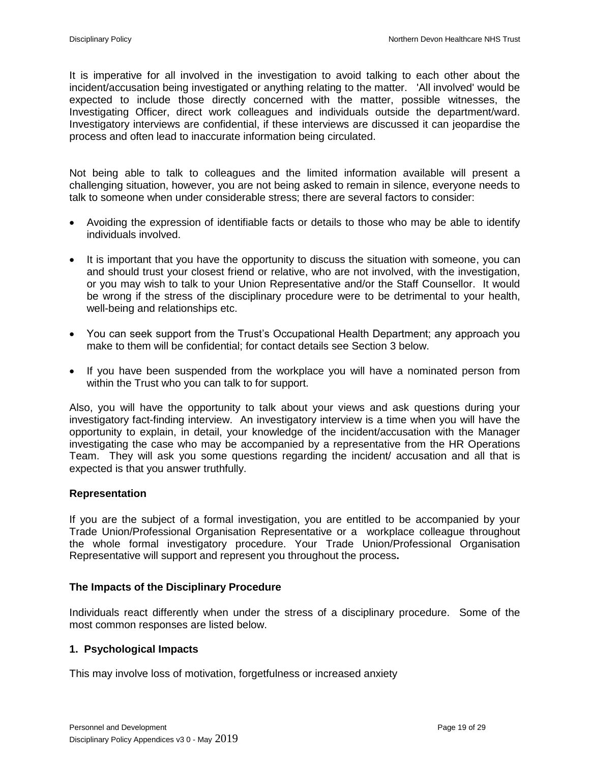It is imperative for all involved in the investigation to avoid talking to each other about the incident/accusation being investigated or anything relating to the matter. 'All involved' would be expected to include those directly concerned with the matter, possible witnesses, the Investigating Officer, direct work colleagues and individuals outside the department/ward. Investigatory interviews are confidential, if these interviews are discussed it can jeopardise the process and often lead to inaccurate information being circulated.

Not being able to talk to colleagues and the limited information available will present a challenging situation, however, you are not being asked to remain in silence, everyone needs to talk to someone when under considerable stress; there are several factors to consider:

- Avoiding the expression of identifiable facts or details to those who may be able to identify individuals involved.
- It is important that you have the opportunity to discuss the situation with someone, you can and should trust your closest friend or relative, who are not involved, with the investigation, or you may wish to talk to your Union Representative and/or the Staff Counsellor. It would be wrong if the stress of the disciplinary procedure were to be detrimental to your health, well-being and relationships etc.
- You can seek support from the Trust's Occupational Health Department; any approach you make to them will be confidential; for contact details see Section 3 below.
- If you have been suspended from the workplace you will have a nominated person from within the Trust who you can talk to for support.

Also, you will have the opportunity to talk about your views and ask questions during your investigatory fact-finding interview. An investigatory interview is a time when you will have the opportunity to explain, in detail, your knowledge of the incident/accusation with the Manager investigating the case who may be accompanied by a representative from the HR Operations Team. They will ask you some questions regarding the incident/ accusation and all that is expected is that you answer truthfully.

**Representation**

If you are the subject of a formal investigation, you are entitled to be accompanied by your Trade Union/Professional Organisation Representative or a workplace colleague throughout the whole formal investigatory procedure. Your Trade Union/Professional Organisation Representative will support and represent you throughout the process**.**

**The Impacts of the Disciplinary Procedure**

Individuals react differently when under the stress of a disciplinary procedure. Some of the most common responses are listed below.

**1. Psychological Impacts**

This may involve loss of motivation, forgetfulness or increased anxiety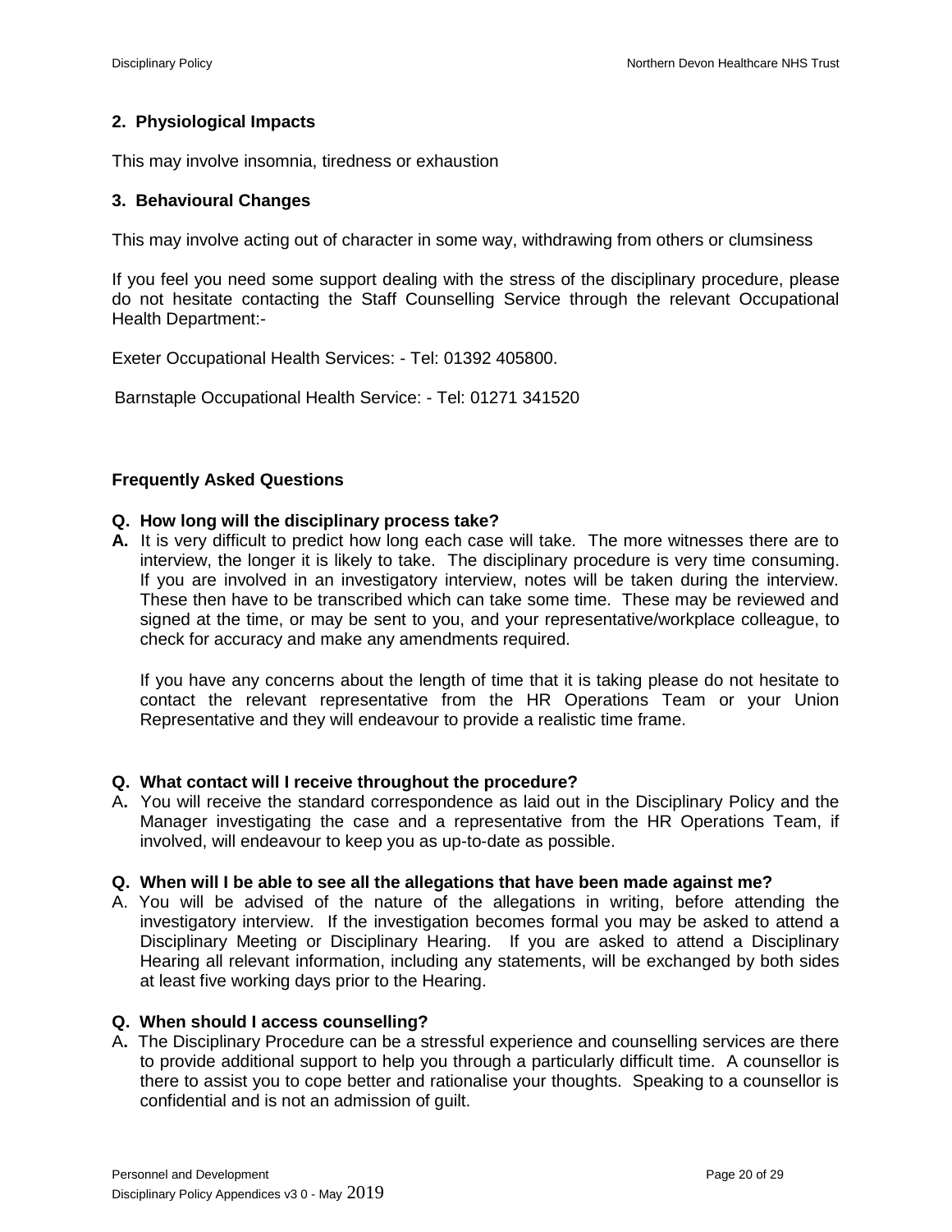**2. Physiological Impacts**

This may involve insomnia, tiredness or exhaustion

**3. Behavioural Changes**

This may involve acting out of character in some way, withdrawing from others or clumsiness

If you feel you need some support dealing with the stress of the disciplinary procedure, please do not hesitate contacting the Staff Counselling Service through the relevant Occupational Health Department:-

Exeter Occupational Health Services: - Tel: 01392 405800.

Barnstaple Occupational Health Service: - Tel: 01271 341520

**Frequently Asked Questions**

**Q. How long will the disciplinary process take?**

**A.** It is very difficult to predict how long each case will take. The more witnesses there are to interview, the longer it is likely to take. The disciplinary procedure is very time consuming. If you are involved in an investigatory interview, notes will be taken during the interview. These then have to be transcribed which can take some time. These may be reviewed and signed at the time, or may be sent to you, and your representative/workplace colleague, to check for accuracy and make any amendments required.

If you have any concerns about the length of time that it is taking please do not hesitate to contact the relevant representative from the HR Operations Team or your Union Representative and they will endeavour to provide a realistic time frame.

**Q. What contact will I receive throughout the procedure?**

A**.** You will receive the standard correspondence as laid out in the Disciplinary Policy and the Manager investigating the case and a representative from the HR Operations Team, if involved, will endeavour to keep you as up-to-date as possible.

**Q. When will I be able to see all the allegations that have been made against me?**

A. You will be advised of the nature of the allegations in writing, before attending the investigatory interview. If the investigation becomes formal you may be asked to attend a Disciplinary Meeting or Disciplinary Hearing. If you are asked to attend a Disciplinary Hearing all relevant information, including any statements, will be exchanged by both sides at least five working days prior to the Hearing.

**Q. When should I access counselling?**

A**.** The Disciplinary Procedure can be a stressful experience and counselling services are there to provide additional support to help you through a particularly difficult time. A counsellor is there to assist you to cope better and rationalise your thoughts. Speaking to a counsellor is confidential and is not an admission of guilt.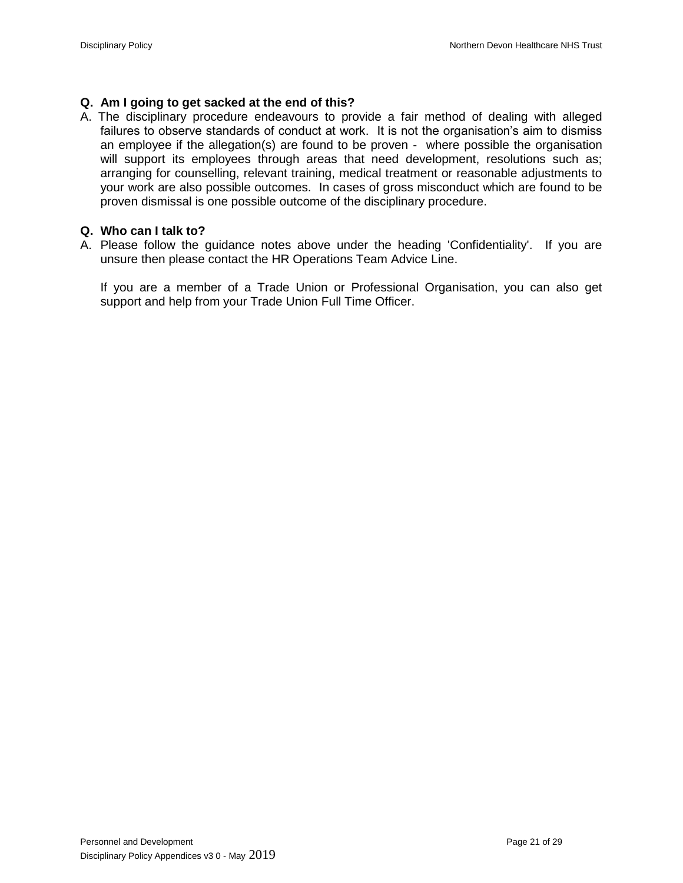**Q. Am I going to get sacked at the end of this?**

A. The disciplinary procedure endeavours to provide a fair method of dealing with alleged failures to observe standards of conduct at work. It is not the organisation's aim to dismiss an employee if the allegation(s) are found to be proven - where possible the organisation will support its employees through areas that need development, resolutions such as; arranging for counselling, relevant training, medical treatment or reasonable adjustments to your work are also possible outcomes. In cases of gross misconduct which are found to be proven dismissal is one possible outcome of the disciplinary procedure.

**Q. Who can I talk to?**

A. Please follow the guidance notes above under the heading 'Confidentiality'. If you are unsure then please contact the HR Operations Team Advice Line.

If you are a member of a Trade Union or Professional Organisation, you can also get support and help from your Trade Union Full Time Officer.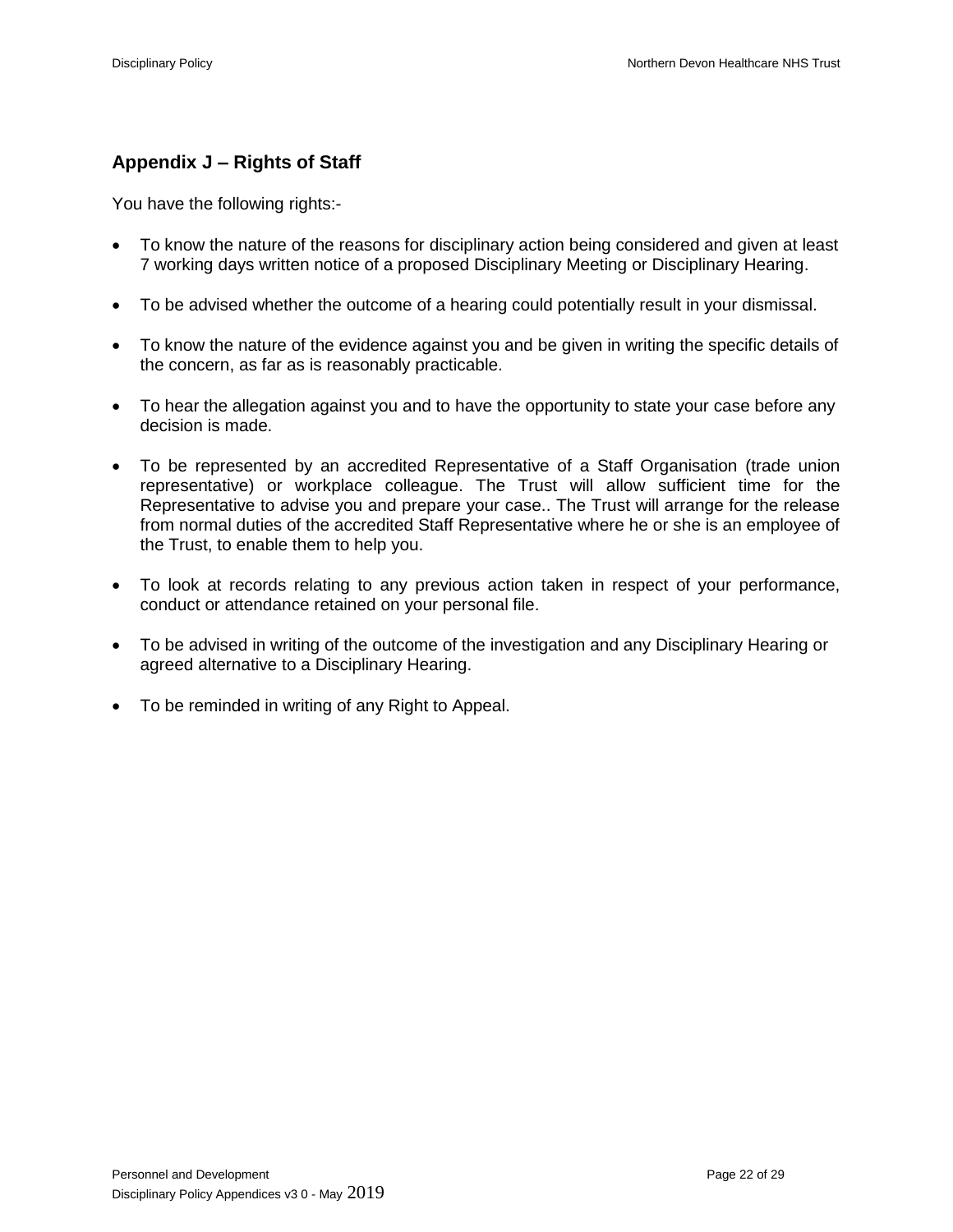## Appendix J – Rights of Staff

You have the following rights:-

- To know the nature of the reasons for disciplinary action being considered and given at least 7 working days written notice of a proposed Disciplinary Meeting or Disciplinary Hearing.

- To be advised whether the outcome of a hearing could potentially result in your dismissal.

- To know the nature of the evidence against you and be given in writing the specific details of the concern, as far as is reasonably practicable.

- To hear the allegation against you and to have the opportunity to state your case before any decision is made.

- To be represented by an accredited Representative of a Staff Organisation (trade union representative) or workplace colleague. The Trust will allow sufficient time for the Representative to advise you and prepare your case.. The Trust will arrange for the release from normal duties of the accredited Staff Representative where he or she is an employee of the Trust, to enable them to help you.

- To look at records relating to any previous action taken in respect of your performance, conduct or attendance retained on your personal file.

- To be advised in writing of the outcome of the investigation and any Disciplinary Hearing or agreed alternative to a Disciplinary Hearing.

- To be reminded in writing of any Right to Appeal.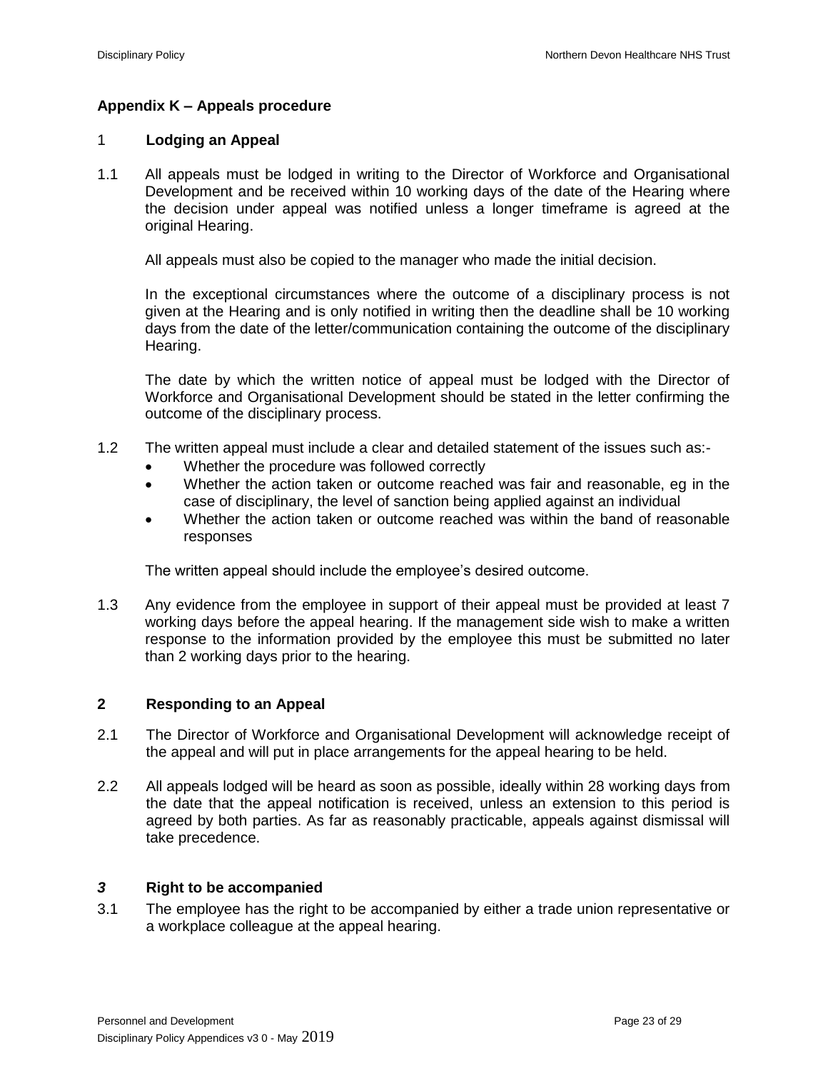## Appendix K – Appeals procedure

### 1 Lodging an Appeal

1.1 All appeals must be lodged in writing to the Director of Workforce and Organisational Development and be received within 10 working days of the date of the Hearing where the decision under appeal was notified unless a longer timeframe is agreed at the original Hearing.

All appeals must also be copied to the manager who made the initial decision.

In the exceptional circumstances where the outcome of a disciplinary process is not given at the Hearing and is only notified in writing then the deadline shall be 10 working days from the date of the letter/communication containing the outcome of the disciplinary Hearing.

The date by which the written notice of appeal must be lodged with the Director of Workforce and Organisational Development should be stated in the letter confirming the outcome of the disciplinary process.

1.2 The written appeal must include a clear and detailed statement of the issues such as:-

- Whether the procedure was followed correctly
- Whether the action taken or outcome reached was fair and reasonable, eg in the case of disciplinary, the level of sanction being applied against an individual
- Whether the action taken or outcome reached was within the band of reasonable responses

The written appeal should include the employee's desired outcome.

1.3 Any evidence from the employee in support of their appeal must be provided at least 7 working days before the appeal hearing. If the management side wish to make a written response to the information provided by the employee this must be submitted no later than 2 working days prior to the hearing.

### 2 Responding to an Appeal

2.1 The Director of Workforce and Organisational Development will acknowledge receipt of the appeal and will put in place arrangements for the appeal hearing to be held.

2.2 All appeals lodged will be heard as soon as possible, ideally within 28 working days from the date that the appeal notification is received, unless an extension to this period is agreed by both parties. As far as reasonably practicable, appeals against dismissal will take precedence.

### *3* Right to be accompanied

3.1 The employee has the right to be accompanied by either a trade union representative or a workplace colleague at the appeal hearing.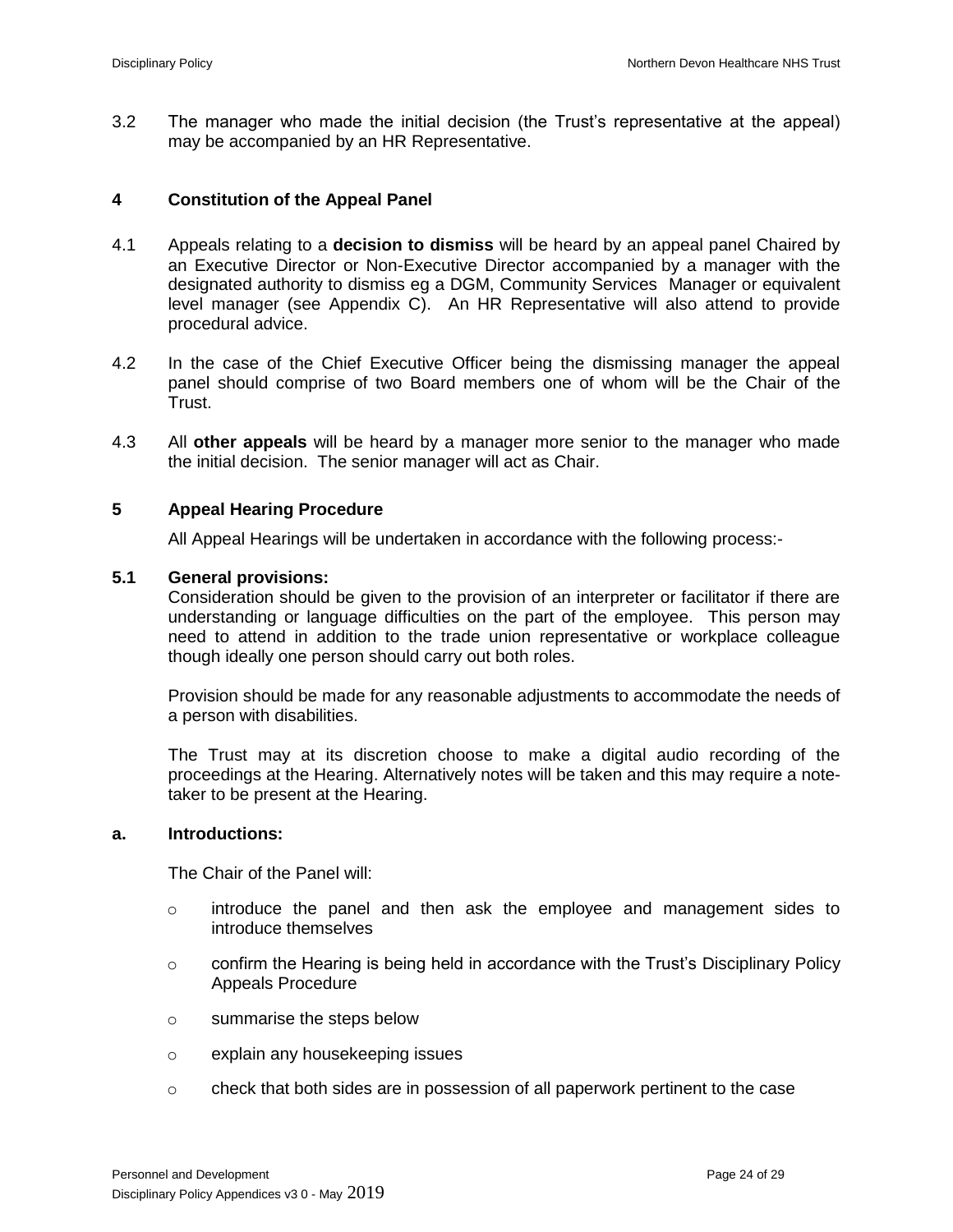3.2 The manager who made the initial decision (the Trust's representative at the appeal) may be accompanied by an HR Representative.

## 4 Constitution of the Appeal Panel

4.1 Appeals relating to a **decision to dismiss** will be heard by an appeal panel Chaired by an Executive Director or Non-Executive Director accompanied by a manager with the designated authority to dismiss eg a DGM, Community Services Manager or equivalent level manager (see Appendix C). An HR Representative will also attend to provide procedural advice.

4.2 In the case of the Chief Executive Officer being the dismissing manager the appeal panel should comprise of two Board members one of whom will be the Chair of the Trust.

4.3 All **other appeals** will be heard by a manager more senior to the manager who made the initial decision. The senior manager will act as Chair.

## 5 Appeal Hearing Procedure

All Appeal Hearings will be undertaken in accordance with the following process:-

### 5.1 General provisions:

Consideration should be given to the provision of an interpreter or facilitator if there are understanding or language difficulties on the part of the employee. This person may need to attend in addition to the trade union representative or workplace colleague though ideally one person should carry out both roles.

Provision should be made for any reasonable adjustments to accommodate the needs of a person with disabilities.

The Trust may at its discretion choose to make a digital audio recording of the proceedings at the Hearing. Alternatively notes will be taken and this may require a note-taker to be present at the Hearing.

### a. Introductions:

The Chair of the Panel will:

- introduce the panel and then ask the employee and management sides to introduce themselves
- confirm the Hearing is being held in accordance with the Trust's Disciplinary Policy Appeals Procedure
- summarise the steps below
- explain any housekeeping issues
- check that both sides are in possession of all paperwork pertinent to the case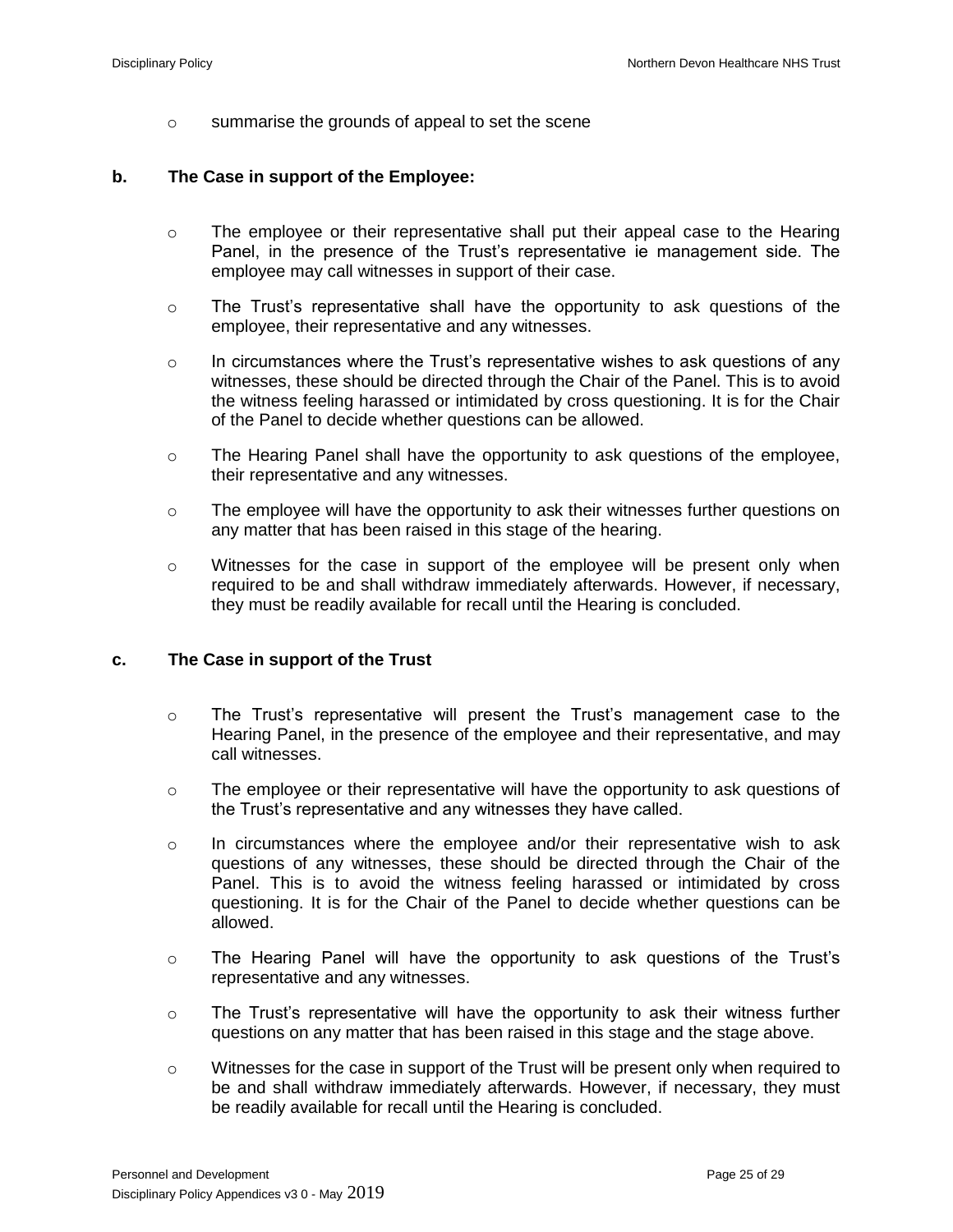- summarise the grounds of appeal to set the scene

**b. The Case in support of the Employee:**

- The employee or their representative shall put their appeal case to the Hearing Panel, in the presence of the Trust's representative ie management side. The employee may call witnesses in support of their case.
- The Trust's representative shall have the opportunity to ask questions of the employee, their representative and any witnesses.
- In circumstances where the Trust's representative wishes to ask questions of any witnesses, these should be directed through the Chair of the Panel. This is to avoid the witness feeling harassed or intimidated by cross questioning. It is for the Chair of the Panel to decide whether questions can be allowed.
- The Hearing Panel shall have the opportunity to ask questions of the employee, their representative and any witnesses.
- The employee will have the opportunity to ask their witnesses further questions on any matter that has been raised in this stage of the hearing.
- Witnesses for the case in support of the employee will be present only when required to be and shall withdraw immediately afterwards. However, if necessary, they must be readily available for recall until the Hearing is concluded.

**c. The Case in support of the Trust**

- The Trust's representative will present the Trust's management case to the Hearing Panel, in the presence of the employee and their representative, and may call witnesses.
- The employee or their representative will have the opportunity to ask questions of the Trust's representative and any witnesses they have called.
- In circumstances where the employee and/or their representative wish to ask questions of any witnesses, these should be directed through the Chair of the Panel. This is to avoid the witness feeling harassed or intimidated by cross questioning. It is for the Chair of the Panel to decide whether questions can be allowed.
- The Hearing Panel will have the opportunity to ask questions of the Trust's representative and any witnesses.
- The Trust's representative will have the opportunity to ask their witness further questions on any matter that has been raised in this stage and the stage above.
- Witnesses for the case in support of the Trust will be present only when required to be and shall withdraw immediately afterwards. However, if necessary, they must be readily available for recall until the Hearing is concluded.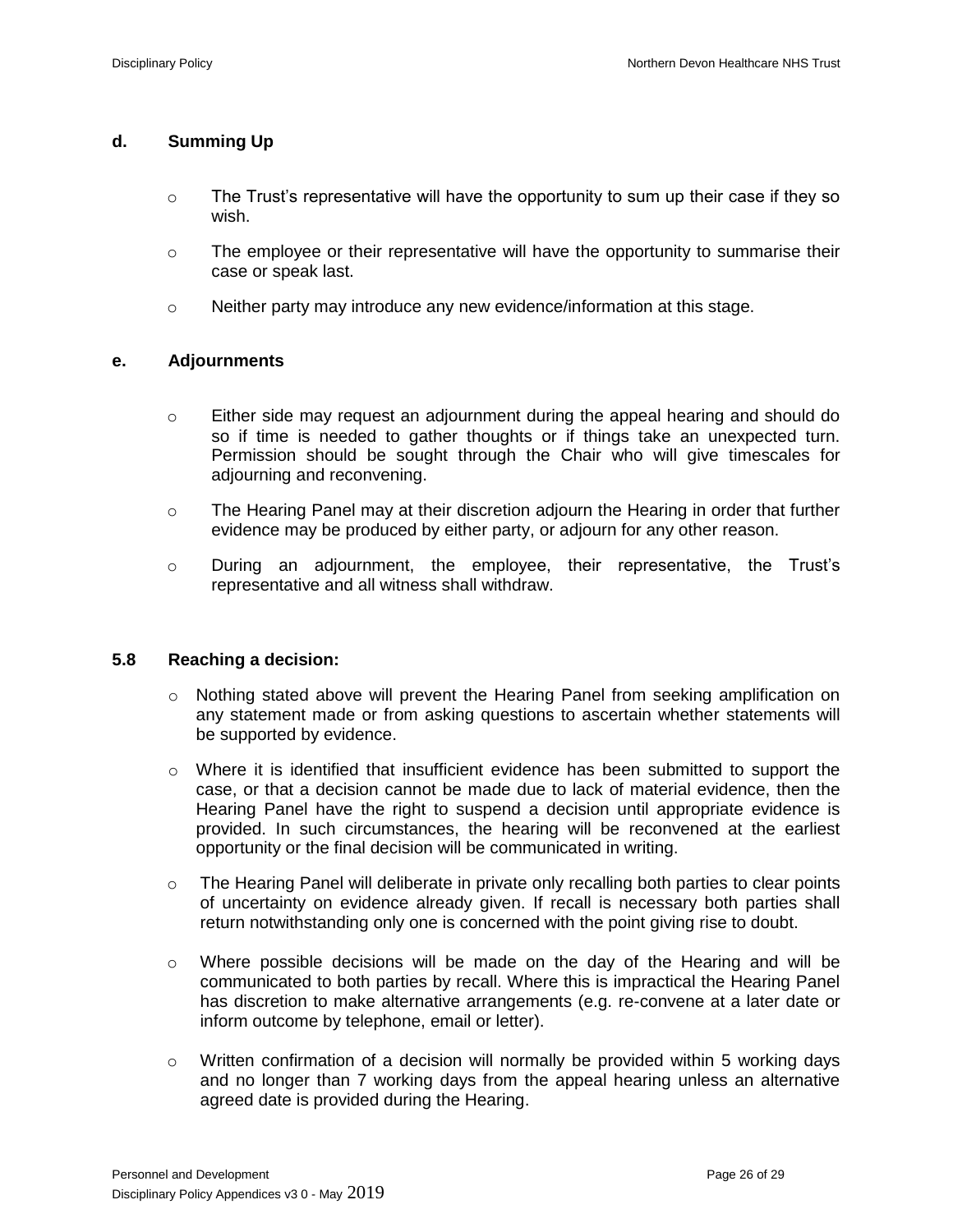### d. Summing Up

- The Trust's representative will have the opportunity to sum up their case if they so wish.
- The employee or their representative will have the opportunity to summarise their case or speak last.
- Neither party may introduce any new evidence/information at this stage.

### e. Adjournments

- Either side may request an adjournment during the appeal hearing and should do so if time is needed to gather thoughts or if things take an unexpected turn. Permission should be sought through the Chair who will give timescales for adjourning and reconvening.
- The Hearing Panel may at their discretion adjourn the Hearing in order that further evidence may be produced by either party, or adjourn for any other reason.
- During an adjournment, the employee, their representative, the Trust's representative and all witness shall withdraw.

## 5.8 Reaching a decision:

- Nothing stated above will prevent the Hearing Panel from seeking amplification on any statement made or from asking questions to ascertain whether statements will be supported by evidence.
- Where it is identified that insufficient evidence has been submitted to support the case, or that a decision cannot be made due to lack of material evidence, then the Hearing Panel have the right to suspend a decision until appropriate evidence is provided. In such circumstances, the hearing will be reconvened at the earliest opportunity or the final decision will be communicated in writing.
- The Hearing Panel will deliberate in private only recalling both parties to clear points of uncertainty on evidence already given. If recall is necessary both parties shall return notwithstanding only one is concerned with the point giving rise to doubt.
- Where possible decisions will be made on the day of the Hearing and will be communicated to both parties by recall. Where this is impractical the Hearing Panel has discretion to make alternative arrangements (e.g. re-convene at a later date or inform outcome by telephone, email or letter).
- Written confirmation of a decision will normally be provided within 5 working days and no longer than 7 working days from the appeal hearing unless an alternative agreed date is provided during the Hearing.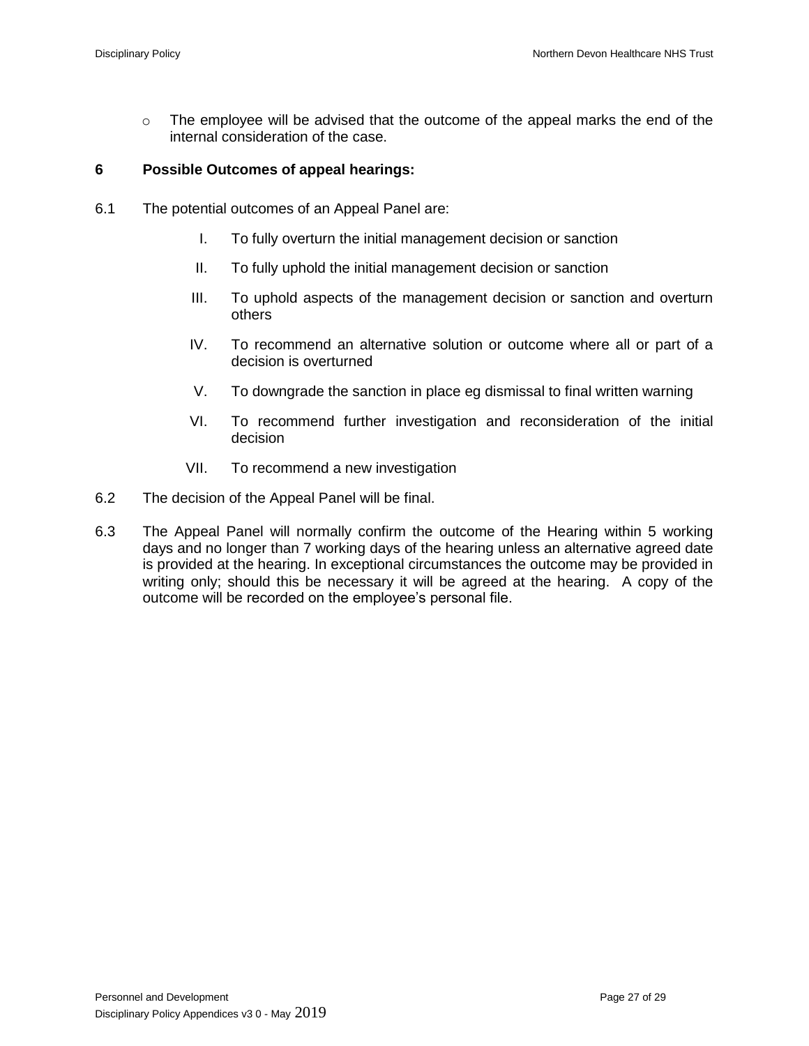- The employee will be advised that the outcome of the appeal marks the end of the internal consideration of the case.

## 6 Possible Outcomes of appeal hearings:

6.1 The potential outcomes of an Appeal Panel are:

I. To fully overturn the initial management decision or sanction

II. To fully uphold the initial management decision or sanction

III. To uphold aspects of the management decision or sanction and overturn others

IV. To recommend an alternative solution or outcome where all or part of a decision is overturned

V. To downgrade the sanction in place eg dismissal to final written warning

VI. To recommend further investigation and reconsideration of the initial decision

VII. To recommend a new investigation

6.2 The decision of the Appeal Panel will be final.

6.3 The Appeal Panel will normally confirm the outcome of the Hearing within 5 working days and no longer than 7 working days of the hearing unless an alternative agreed date is provided at the hearing. In exceptional circumstances the outcome may be provided in writing only; should this be necessary it will be agreed at the hearing. A copy of the outcome will be recorded on the employee's personal file.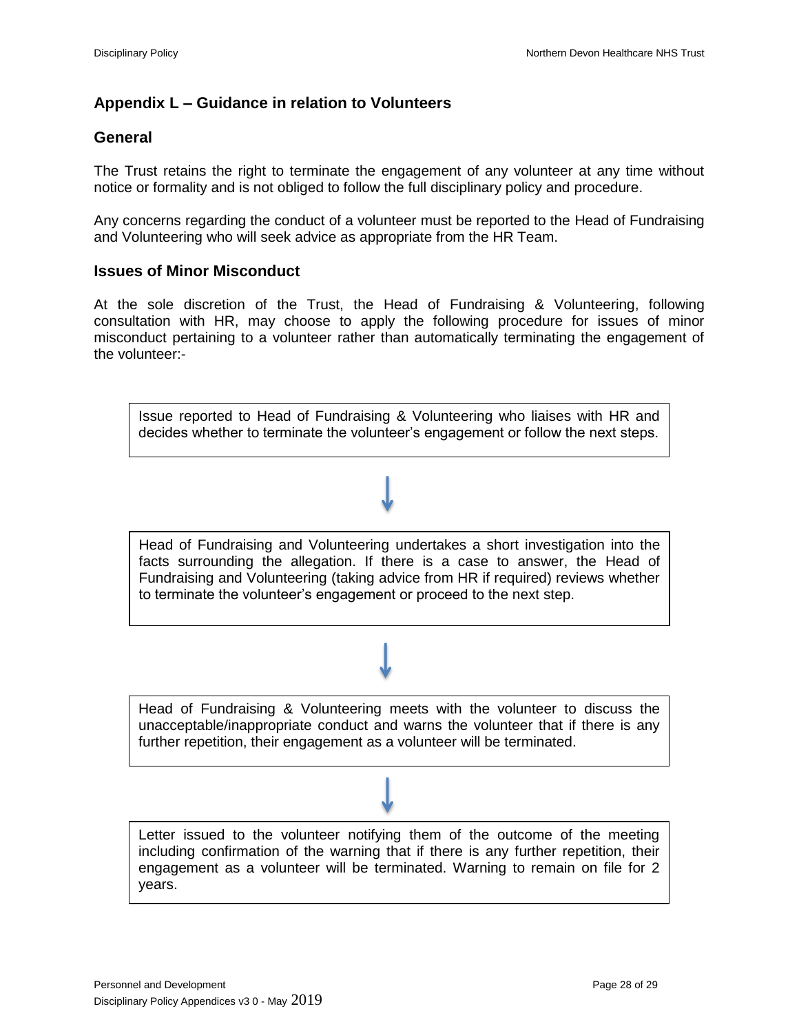## Appendix L – Guidance in relation to Volunteers

### General

The Trust retains the right to terminate the engagement of any volunteer at any time without notice or formality and is not obliged to follow the full disciplinary policy and procedure.

Any concerns regarding the conduct of a volunteer must be reported to the Head of Fundraising and Volunteering who will seek advice as appropriate from the HR Team.

### Issues of Minor Misconduct

At the sole discretion of the Trust, the Head of Fundraising & Volunteering, following consultation with HR, may choose to apply the following procedure for issues of minor misconduct pertaining to a volunteer rather than automatically terminating the engagement of the volunteer:-

Issue reported to Head of Fundraising & Volunteering who liaises with HR and decides whether to terminate the volunteer's engagement or follow the next steps.

↓

Head of Fundraising and Volunteering undertakes a short investigation into the facts surrounding the allegation. If there is a case to answer, the Head of Fundraising and Volunteering (taking advice from HR if required) reviews whether to terminate the volunteer's engagement or proceed to the next step.

↓

Head of Fundraising & Volunteering meets with the volunteer to discuss the unacceptable/inappropriate conduct and warns the volunteer that if there is any further repetition, their engagement as a volunteer will be terminated.

↓

Letter issued to the volunteer notifying them of the outcome of the meeting including confirmation of the warning that if there is any further repetition, their engagement as a volunteer will be terminated. Warning to remain on file for 2 years.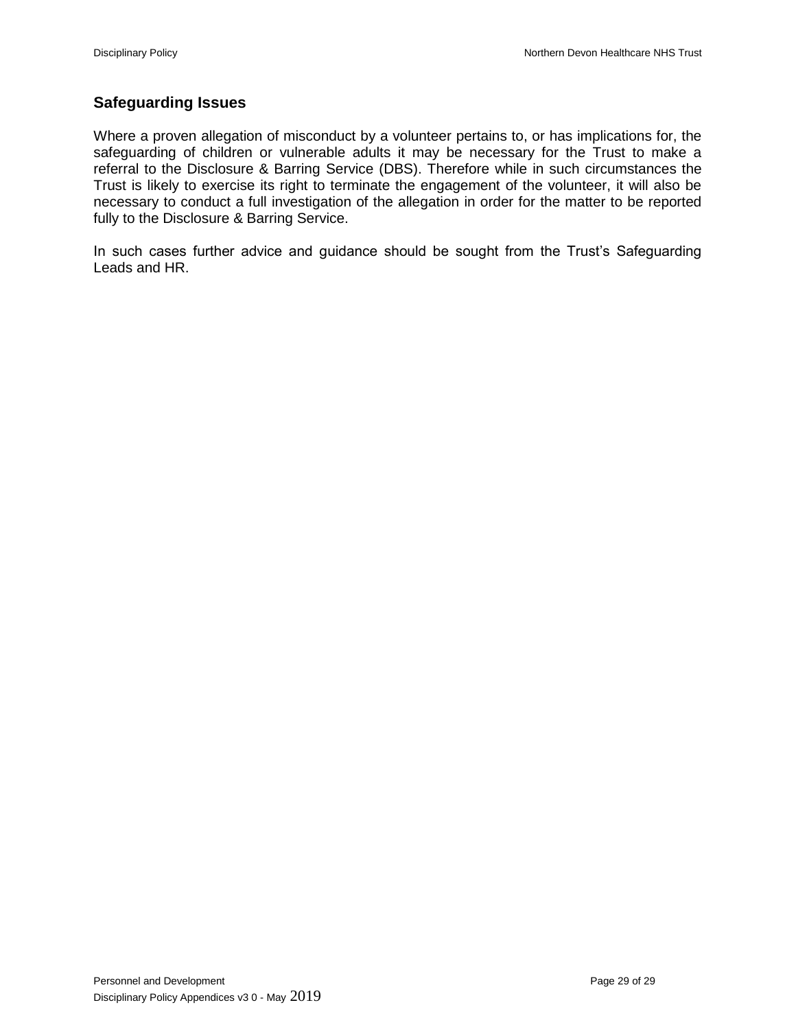## Safeguarding Issues

Where a proven allegation of misconduct by a volunteer pertains to, or has implications for, the safeguarding of children or vulnerable adults it may be necessary for the Trust to make a referral to the Disclosure & Barring Service (DBS). Therefore while in such circumstances the Trust is likely to exercise its right to terminate the engagement of the volunteer, it will also be necessary to conduct a full investigation of the allegation in order for the matter to be reported fully to the Disclosure & Barring Service.

In such cases further advice and guidance should be sought from the Trust's Safeguarding Leads and HR.